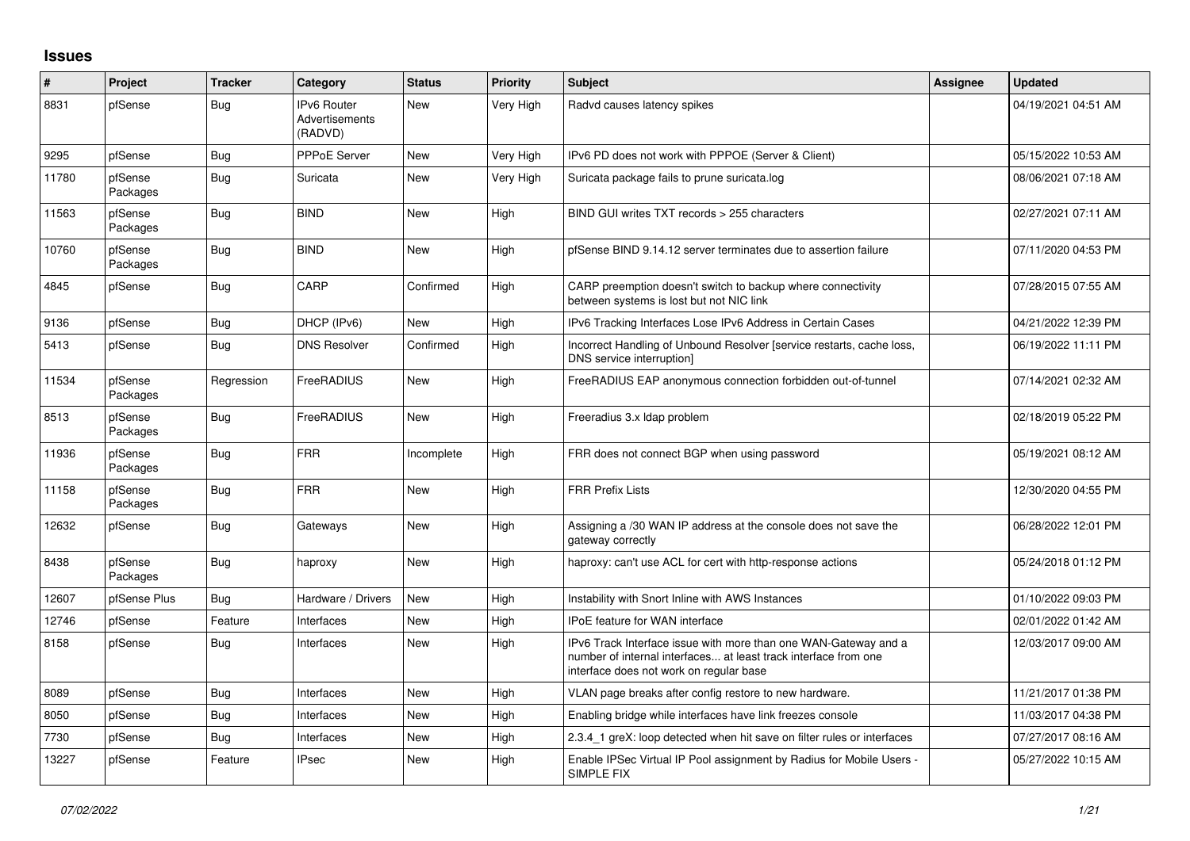# Issues

| # | Project | Tracker | Category | Status | Priority | Subject | Assignee | Updated |
|---|---|---|---|---|---|---|---|---|
| 8831 | pfSense | Bug | IPv6 Router Advertisements (RADVD) | New | Very High | Radvd causes latency spikes | | 04/19/2021 04:51 AM |
| 9295 | pfSense | Bug | PPPoE Server | New | Very High | IPv6 PD does not work with PPPOE (Server & Client) | | 05/15/2022 10:53 AM |
| 11780 | pfSense Packages | Bug | Suricata | New | Very High | Suricata package fails to prune suricata.log | | 08/06/2021 07:18 AM |
| 11563 | pfSense Packages | Bug | BIND | New | High | BIND GUI writes TXT records > 255 characters | | 02/27/2021 07:11 AM |
| 10760 | pfSense Packages | Bug | BIND | New | High | pfSense BIND 9.14.12 server terminates due to assertion failure | | 07/11/2020 04:53 PM |
| 4845 | pfSense | Bug | CARP | Confirmed | High | CARP preemption doesn't switch to backup where connectivity between systems is lost but not NIC link | | 07/28/2015 07:55 AM |
| 9136 | pfSense | Bug | DHCP (IPv6) | New | High | IPv6 Tracking Interfaces Lose IPv6 Address in Certain Cases | | 04/21/2022 12:39 PM |
| 5413 | pfSense | Bug | DNS Resolver | Confirmed | High | Incorrect Handling of Unbound Resolver [service restarts, cache loss, DNS service interruption] | | 06/19/2022 11:11 PM |
| 11534 | pfSense Packages | Regression | FreeRADIUS | New | High | FreeRADIUS EAP anonymous connection forbidden out-of-tunnel | | 07/14/2021 02:32 AM |
| 8513 | pfSense Packages | Bug | FreeRADIUS | New | High | Freeradius 3.x ldap problem | | 02/18/2019 05:22 PM |
| 11936 | pfSense Packages | Bug | FRR | Incomplete | High | FRR does not connect BGP when using password | | 05/19/2021 08:12 AM |
| 11158 | pfSense Packages | Bug | FRR | New | High | FRR Prefix Lists | | 12/30/2020 04:55 PM |
| 12632 | pfSense | Bug | Gateways | New | High | Assigning a /30 WAN IP address at the console does not save the gateway correctly | | 06/28/2022 12:01 PM |
| 8438 | pfSense Packages | Bug | haproxy | New | High | haproxy: can't use ACL for cert with http-response actions | | 05/24/2018 01:12 PM |
| 12607 | pfSense Plus | Bug | Hardware / Drivers | New | High | Instability with Snort Inline with AWS Instances | | 01/10/2022 09:03 PM |
| 12746 | pfSense | Feature | Interfaces | New | High | IPoE feature for WAN interface | | 02/01/2022 01:42 AM |
| 8158 | pfSense | Bug | Interfaces | New | High | IPv6 Track Interface issue with more than one WAN-Gateway and a number of internal interfaces... at least track interface from one interface does not work on regular base | | 12/03/2017 09:00 AM |
| 8089 | pfSense | Bug | Interfaces | New | High | VLAN page breaks after config restore to new hardware. | | 11/21/2017 01:38 PM |
| 8050 | pfSense | Bug | Interfaces | New | High | Enabling bridge while interfaces have link freezes console | | 11/03/2017 04:38 PM |
| 7730 | pfSense | Bug | Interfaces | New | High | 2.3.4_1 greX: loop detected when hit save on filter rules or interfaces | | 07/27/2017 08:16 AM |
| 13227 | pfSense | Feature | IPsec | New | High | Enable IPSec Virtual IP Pool assignment by Radius for Mobile Users - SIMPLE FIX | | 05/27/2022 10:15 AM |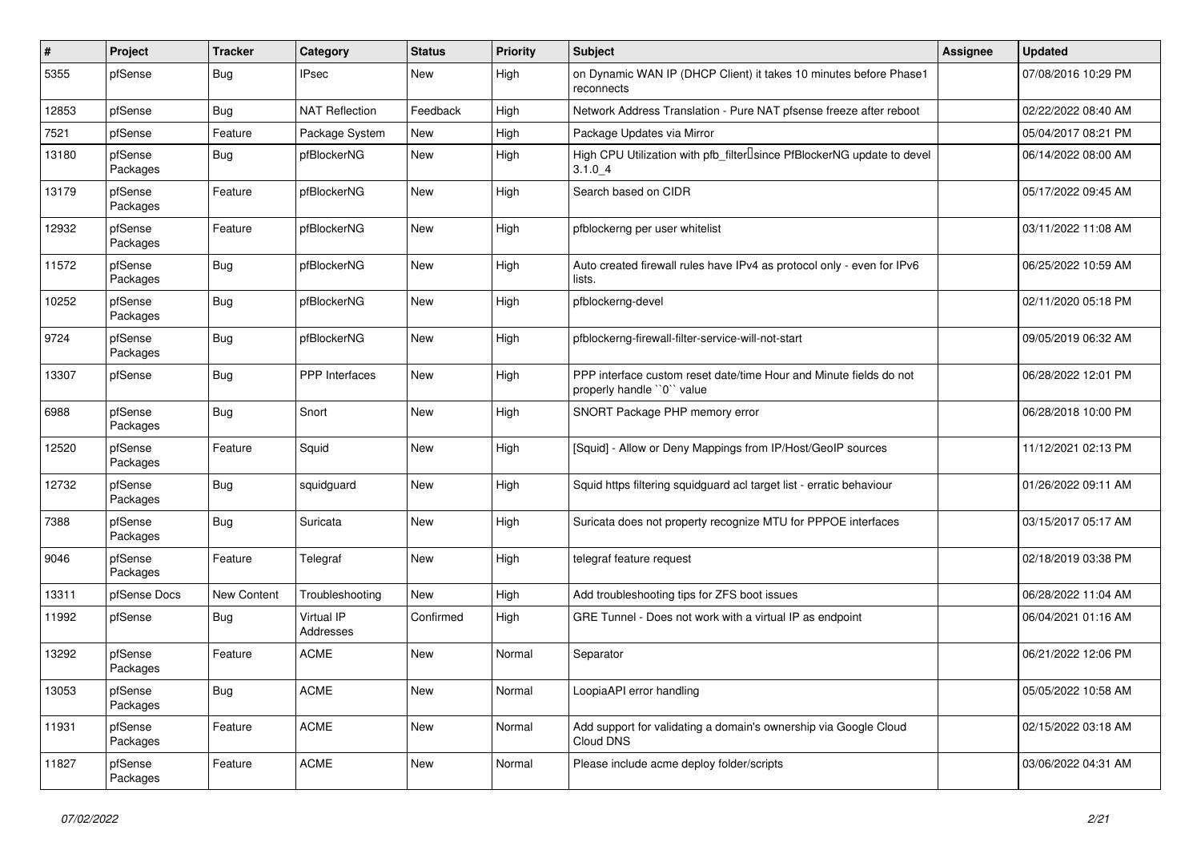| # | Project | Tracker | Category | Status | Priority | Subject | Assignee | Updated |
|---|---|---|---|---|---|---|---|---|
| 5355 | pfSense | Bug | IPsec | New | High | on Dynamic WAN IP (DHCP Client) it takes 10 minutes before Phase1 reconnects | | 07/08/2016 10:29 PM |
| 12853 | pfSense | Bug | NAT Reflection | Feedback | High | Network Address Translation - Pure NAT pfsense freeze after reboot | | 02/22/2022 08:40 AM |
| 7521 | pfSense | Feature | Package System | New | High | Package Updates via Mirror | | 05/04/2017 08:21 PM |
| 13180 | pfSense Packages | Bug | pfBlockerNG | New | High | High CPU Utilization with pfb_filter since PfBlockerNG update to devel 3.1.0_4 | | 06/14/2022 08:00 AM |
| 13179 | pfSense Packages | Feature | pfBlockerNG | New | High | Search based on CIDR | | 05/17/2022 09:45 AM |
| 12932 | pfSense Packages | Feature | pfBlockerNG | New | High | pfblockerng per user whitelist | | 03/11/2022 11:08 AM |
| 11572 | pfSense Packages | Bug | pfBlockerNG | New | High | Auto created firewall rules have IPv4 as protocol only - even for IPv6 lists. | | 06/25/2022 10:59 AM |
| 10252 | pfSense Packages | Bug | pfBlockerNG | New | High | pfblockerng-devel | | 02/11/2020 05:18 PM |
| 9724 | pfSense Packages | Bug | pfBlockerNG | New | High | pfblockerng-firewall-filter-service-will-not-start | | 09/05/2019 06:32 AM |
| 13307 | pfSense | Bug | PPP Interfaces | New | High | PPP interface custom reset date/time Hour and Minute fields do not properly handle ``0`` value | | 06/28/2022 12:01 PM |
| 6988 | pfSense Packages | Bug | Snort | New | High | SNORT Package PHP memory error | | 06/28/2018 10:00 PM |
| 12520 | pfSense Packages | Feature | Squid | New | High | [Squid] - Allow or Deny Mappings from IP/Host/GeoIP sources | | 11/12/2021 02:13 PM |
| 12732 | pfSense Packages | Bug | squidguard | New | High | Squid https filtering squidguard acl target list - erratic behaviour | | 01/26/2022 09:11 AM |
| 7388 | pfSense Packages | Bug | Suricata | New | High | Suricata does not property recognize MTU for PPPOE interfaces | | 03/15/2017 05:17 AM |
| 9046 | pfSense Packages | Feature | Telegraf | New | High | telegraf feature request | | 02/18/2019 03:38 PM |
| 13311 | pfSense Docs | New Content | Troubleshooting | New | High | Add troubleshooting tips for ZFS boot issues | | 06/28/2022 11:04 AM |
| 11992 | pfSense | Bug | Virtual IP Addresses | Confirmed | High | GRE Tunnel - Does not work with a virtual IP as endpoint | | 06/04/2021 01:16 AM |
| 13292 | pfSense Packages | Feature | ACME | New | Normal | Separator | | 06/21/2022 12:06 PM |
| 13053 | pfSense Packages | Bug | ACME | New | Normal | LoopiaAPI error handling | | 05/05/2022 10:58 AM |
| 11931 | pfSense Packages | Feature | ACME | New | Normal | Add support for validating a domain's ownership via Google Cloud Cloud DNS | | 02/15/2022 03:18 AM |
| 11827 | pfSense Packages | Feature | ACME | New | Normal | Please include acme deploy folder/scripts | | 03/06/2022 04:31 AM |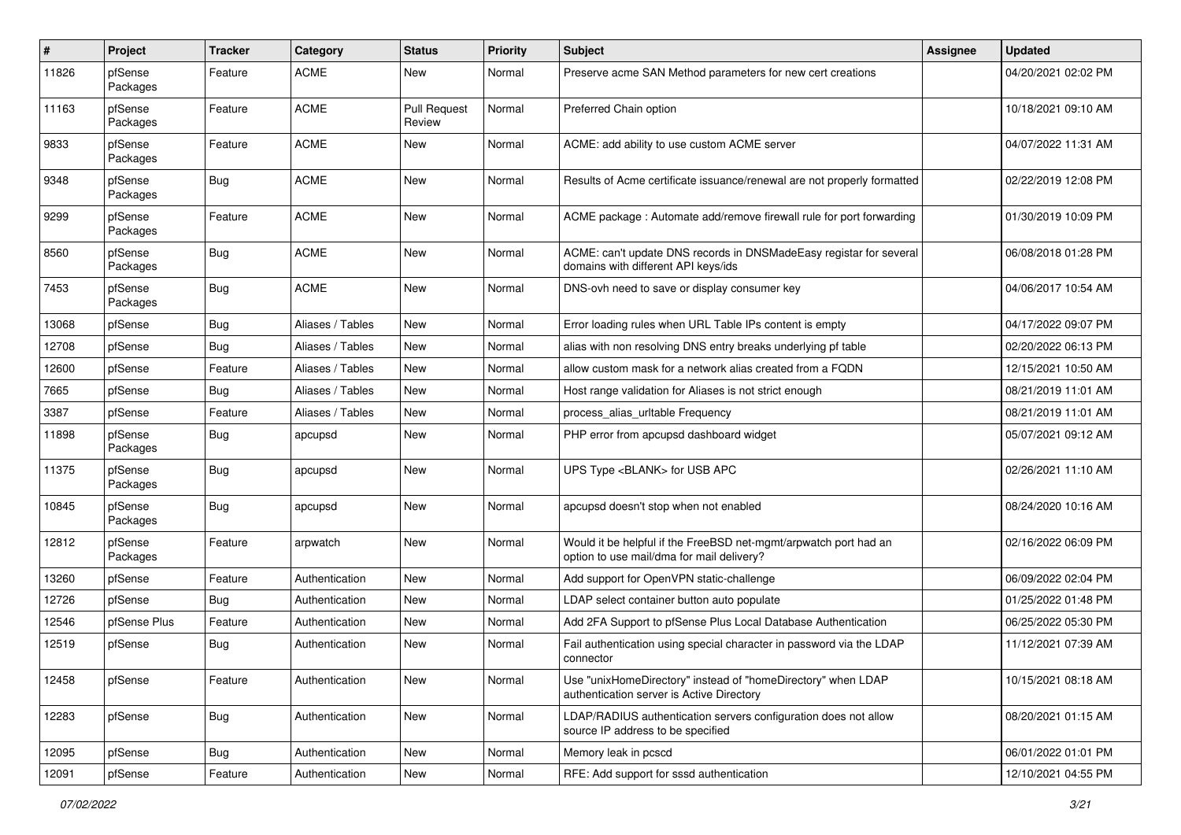| # | Project | Tracker | Category | Status | Priority | Subject | Assignee | Updated |
|---|---|---|---|---|---|---|---|---|
| 11826 | pfSense Packages | Feature | ACME | New | Normal | Preserve acme SAN Method parameters for new cert creations | | 04/20/2021 02:02 PM |
| 11163 | pfSense Packages | Feature | ACME | Pull Request Review | Normal | Preferred Chain option | | 10/18/2021 09:10 AM |
| 9833 | pfSense Packages | Feature | ACME | New | Normal | ACME: add ability to use custom ACME server | | 04/07/2022 11:31 AM |
| 9348 | pfSense Packages | Bug | ACME | New | Normal | Results of Acme certificate issuance/renewal are not properly formatted | | 02/22/2019 12:08 PM |
| 9299 | pfSense Packages | Feature | ACME | New | Normal | ACME package : Automate add/remove firewall rule for port forwarding | | 01/30/2019 10:09 PM |
| 8560 | pfSense Packages | Bug | ACME | New | Normal | ACME: can't update DNS records in DNSMadeEasy registar for several domains with different API keys/ids | | 06/08/2018 01:28 PM |
| 7453 | pfSense Packages | Bug | ACME | New | Normal | DNS-ovh need to save or display consumer key | | 04/06/2017 10:54 AM |
| 13068 | pfSense | Bug | Aliases / Tables | New | Normal | Error loading rules when URL Table IPs content is empty | | 04/17/2022 09:07 PM |
| 12708 | pfSense | Bug | Aliases / Tables | New | Normal | alias with non resolving DNS entry breaks underlying pf table | | 02/20/2022 06:13 PM |
| 12600 | pfSense | Feature | Aliases / Tables | New | Normal | allow custom mask for a network alias created from a FQDN | | 12/15/2021 10:50 AM |
| 7665 | pfSense | Bug | Aliases / Tables | New | Normal | Host range validation for Aliases is not strict enough | | 08/21/2019 11:01 AM |
| 3387 | pfSense | Feature | Aliases / Tables | New | Normal | process_alias_urltable Frequency | | 08/21/2019 11:01 AM |
| 11898 | pfSense Packages | Bug | apcupsd | New | Normal | PHP error from apcupsd dashboard widget | | 05/07/2021 09:12 AM |
| 11375 | pfSense Packages | Bug | apcupsd | New | Normal | UPS Type <BLANK> for USB APC | | 02/26/2021 11:10 AM |
| 10845 | pfSense Packages | Bug | apcupsd | New | Normal | apcupsd doesn't stop when not enabled | | 08/24/2020 10:16 AM |
| 12812 | pfSense Packages | Feature | arpwatch | New | Normal | Would it be helpful if the FreeBSD net-mgmt/arpwatch port had an option to use mail/dma for mail delivery? | | 02/16/2022 06:09 PM |
| 13260 | pfSense | Feature | Authentication | New | Normal | Add support for OpenVPN static-challenge | | 06/09/2022 02:04 PM |
| 12726 | pfSense | Bug | Authentication | New | Normal | LDAP select container button auto populate | | 01/25/2022 01:48 PM |
| 12546 | pfSense Plus | Feature | Authentication | New | Normal | Add 2FA Support to pfSense Plus Local Database Authentication | | 06/25/2022 05:30 PM |
| 12519 | pfSense | Bug | Authentication | New | Normal | Fail authentication using special character in password via the LDAP connector | | 11/12/2021 07:39 AM |
| 12458 | pfSense | Feature | Authentication | New | Normal | Use "unixHomeDirectory" instead of "homeDirectory" when LDAP authentication server is Active Directory | | 10/15/2021 08:18 AM |
| 12283 | pfSense | Bug | Authentication | New | Normal | LDAP/RADIUS authentication servers configuration does not allow source IP address to be specified | | 08/20/2021 01:15 AM |
| 12095 | pfSense | Bug | Authentication | New | Normal | Memory leak in pcscd | | 06/01/2022 01:01 PM |
| 12091 | pfSense | Feature | Authentication | New | Normal | RFE: Add support for sssd authentication | | 12/10/2021 04:55 PM |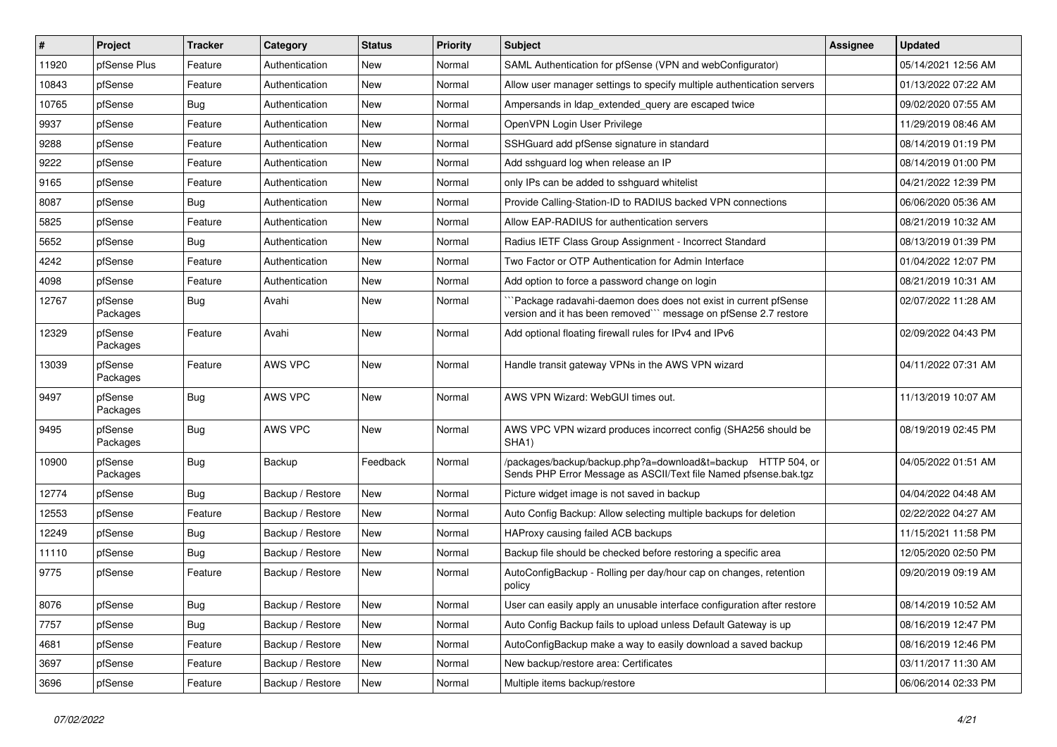| # | Project | Tracker | Category | Status | Priority | Subject | Assignee | Updated |
|---|---|---|---|---|---|---|---|---|
| 11920 | pfSense Plus | Feature | Authentication | New | Normal | SAML Authentication for pfSense (VPN and webConfigurator) | | 05/14/2021 12:56 AM |
| 10843 | pfSense | Feature | Authentication | New | Normal | Allow user manager settings to specify multiple authentication servers | | 01/13/2022 07:22 AM |
| 10765 | pfSense | Bug | Authentication | New | Normal | Ampersands in ldap_extended_query are escaped twice | | 09/02/2020 07:55 AM |
| 9937 | pfSense | Feature | Authentication | New | Normal | OpenVPN Login User Privilege | | 11/29/2019 08:46 AM |
| 9288 | pfSense | Feature | Authentication | New | Normal | SSHGuard add pfSense signature in standard | | 08/14/2019 01:19 PM |
| 9222 | pfSense | Feature | Authentication | New | Normal | Add sshguard log when release an IP | | 08/14/2019 01:00 PM |
| 9165 | pfSense | Feature | Authentication | New | Normal | only IPs can be added to sshguard whitelist | | 04/21/2022 12:39 PM |
| 8087 | pfSense | Bug | Authentication | New | Normal | Provide Calling-Station-ID to RADIUS backed VPN connections | | 06/06/2020 05:36 AM |
| 5825 | pfSense | Feature | Authentication | New | Normal | Allow EAP-RADIUS for authentication servers | | 08/21/2019 10:32 AM |
| 5652 | pfSense | Bug | Authentication | New | Normal | Radius IETF Class Group Assignment - Incorrect Standard | | 08/13/2019 01:39 PM |
| 4242 | pfSense | Feature | Authentication | New | Normal | Two Factor or OTP Authentication for Admin Interface | | 01/04/2022 12:07 PM |
| 4098 | pfSense | Feature | Authentication | New | Normal | Add option to force a password change on login | | 08/21/2019 10:31 AM |
| 12767 | pfSense Packages | Bug | Avahi | New | Normal | ```Package radavahi-daemon does does not exist in current pfSense version and it has been removed``` message on pfSense 2.7 restore | | 02/07/2022 11:28 AM |
| 12329 | pfSense Packages | Feature | Avahi | New | Normal | Add optional floating firewall rules for IPv4 and IPv6 | | 02/09/2022 04:43 PM |
| 13039 | pfSense Packages | Feature | AWS VPC | New | Normal | Handle transit gateway VPNs in the AWS VPN wizard | | 04/11/2022 07:31 AM |
| 9497 | pfSense Packages | Bug | AWS VPC | New | Normal | AWS VPN Wizard: WebGUI times out. | | 11/13/2019 10:07 AM |
| 9495 | pfSense Packages | Bug | AWS VPC | New | Normal | AWS VPC VPN wizard produces incorrect config (SHA256 should be SHA1) | | 08/19/2019 02:45 PM |
| 10900 | pfSense Packages | Bug | Backup | Feedback | Normal | /packages/backup/backup.php?a=download&t=backup HTTP 504, or Sends PHP Error Message as ASCII/Text file Named pfsense.bak.tgz | | 04/05/2022 01:51 AM |
| 12774 | pfSense | Bug | Backup / Restore | New | Normal | Picture widget image is not saved in backup | | 04/04/2022 04:48 AM |
| 12553 | pfSense | Feature | Backup / Restore | New | Normal | Auto Config Backup: Allow selecting multiple backups for deletion | | 02/22/2022 04:27 AM |
| 12249 | pfSense | Bug | Backup / Restore | New | Normal | HAProxy causing failed ACB backups | | 11/15/2021 11:58 PM |
| 11110 | pfSense | Bug | Backup / Restore | New | Normal | Backup file should be checked before restoring a specific area | | 12/05/2020 02:50 PM |
| 9775 | pfSense | Feature | Backup / Restore | New | Normal | AutoConfigBackup - Rolling per day/hour cap on changes, retention policy | | 09/20/2019 09:19 AM |
| 8076 | pfSense | Bug | Backup / Restore | New | Normal | User can easily apply an unusable interface configuration after restore | | 08/14/2019 10:52 AM |
| 7757 | pfSense | Bug | Backup / Restore | New | Normal | Auto Config Backup fails to upload unless Default Gateway is up | | 08/16/2019 12:47 PM |
| 4681 | pfSense | Feature | Backup / Restore | New | Normal | AutoConfigBackup make a way to easily download a saved backup | | 08/16/2019 12:46 PM |
| 3697 | pfSense | Feature | Backup / Restore | New | Normal | New backup/restore area: Certificates | | 03/11/2017 11:30 AM |
| 3696 | pfSense | Feature | Backup / Restore | New | Normal | Multiple items backup/restore | | 06/06/2014 02:33 PM |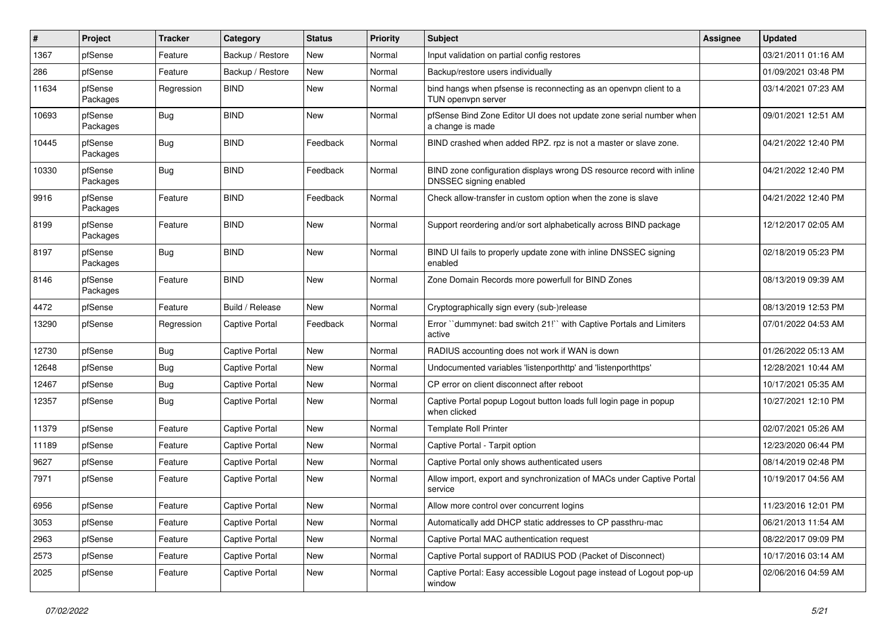| # | Project | Tracker | Category | Status | Priority | Subject | Assignee | Updated |
|---|---|---|---|---|---|---|---|---|
| 1367 | pfSense | Feature | Backup / Restore | New | Normal | Input validation on partial config restores | | 03/21/2011 01:16 AM |
| 286 | pfSense | Feature | Backup / Restore | New | Normal | Backup/restore users individually | | 01/09/2021 03:48 PM |
| 11634 | pfSense Packages | Regression | BIND | New | Normal | bind hangs when pfsense is reconnecting as an openvpn client to a TUN openvpn server | | 03/14/2021 07:23 AM |
| 10693 | pfSense Packages | Bug | BIND | New | Normal | pfSense Bind Zone Editor UI does not update zone serial number when a change is made | | 09/01/2021 12:51 AM |
| 10445 | pfSense Packages | Bug | BIND | Feedback | Normal | BIND crashed when added RPZ. rpz is not a master or slave zone. | | 04/21/2022 12:40 PM |
| 10330 | pfSense Packages | Bug | BIND | Feedback | Normal | BIND zone configuration displays wrong DS resource record with inline DNSSEC signing enabled | | 04/21/2022 12:40 PM |
| 9916 | pfSense Packages | Feature | BIND | Feedback | Normal | Check allow-transfer in custom option when the zone is slave | | 04/21/2022 12:40 PM |
| 8199 | pfSense Packages | Feature | BIND | New | Normal | Support reordering and/or sort alphabetically across BIND package | | 12/12/2017 02:05 AM |
| 8197 | pfSense Packages | Bug | BIND | New | Normal | BIND UI fails to properly update zone with inline DNSSEC signing enabled | | 02/18/2019 05:23 PM |
| 8146 | pfSense Packages | Feature | BIND | New | Normal | Zone Domain Records more powerfull for BIND Zones | | 08/13/2019 09:39 AM |
| 4472 | pfSense | Feature | Build / Release | New | Normal | Cryptographically sign every (sub-)release | | 08/13/2019 12:53 PM |
| 13290 | pfSense | Regression | Captive Portal | Feedback | Normal | Error ``dummynet: bad switch 21!`` with Captive Portals and Limiters active | | 07/01/2022 04:53 AM |
| 12730 | pfSense | Bug | Captive Portal | New | Normal | RADIUS accounting does not work if WAN is down | | 01/26/2022 05:13 AM |
| 12648 | pfSense | Bug | Captive Portal | New | Normal | Undocumented variables 'listenporthttp' and 'listenporthttps' | | 12/28/2021 10:44 AM |
| 12467 | pfSense | Bug | Captive Portal | New | Normal | CP error on client disconnect after reboot | | 10/17/2021 05:35 AM |
| 12357 | pfSense | Bug | Captive Portal | New | Normal | Captive Portal popup Logout button loads full login page in popup when clicked | | 10/27/2021 12:10 PM |
| 11379 | pfSense | Feature | Captive Portal | New | Normal | Template Roll Printer | | 02/07/2021 05:26 AM |
| 11189 | pfSense | Feature | Captive Portal | New | Normal | Captive Portal - Tarpit option | | 12/23/2020 06:44 PM |
| 9627 | pfSense | Feature | Captive Portal | New | Normal | Captive Portal only shows authenticated users | | 08/14/2019 02:48 PM |
| 7971 | pfSense | Feature | Captive Portal | New | Normal | Allow import, export and synchronization of MACs under Captive Portal service | | 10/19/2017 04:56 AM |
| 6956 | pfSense | Feature | Captive Portal | New | Normal | Allow more control over concurrent logins | | 11/23/2016 12:01 PM |
| 3053 | pfSense | Feature | Captive Portal | New | Normal | Automatically add DHCP static addresses to CP passthru-mac | | 06/21/2013 11:54 AM |
| 2963 | pfSense | Feature | Captive Portal | New | Normal | Captive Portal MAC authentication request | | 08/22/2017 09:09 PM |
| 2573 | pfSense | Feature | Captive Portal | New | Normal | Captive Portal support of RADIUS POD (Packet of Disconnect) | | 10/17/2016 03:14 AM |
| 2025 | pfSense | Feature | Captive Portal | New | Normal | Captive Portal: Easy accessible Logout page instead of Logout pop-up window | | 02/06/2016 04:59 AM |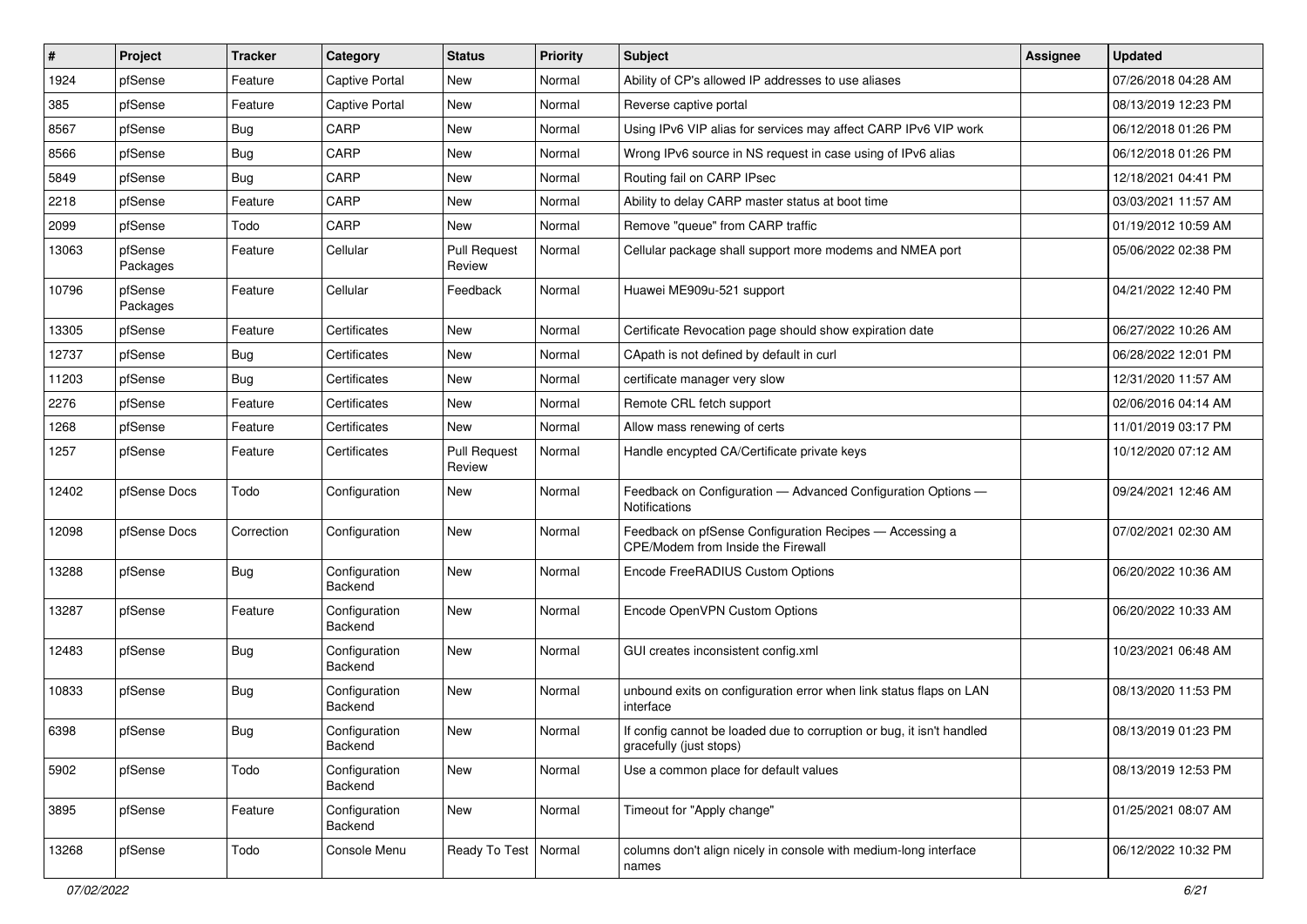| # | Project | Tracker | Category | Status | Priority | Subject | Assignee | Updated |
|---|---|---|---|---|---|---|---|---|
| 1924 | pfSense | Feature | Captive Portal | New | Normal | Ability of CP's allowed IP addresses to use aliases | | 07/26/2018 04:28 AM |
| 385 | pfSense | Feature | Captive Portal | New | Normal | Reverse captive portal | | 08/13/2019 12:23 PM |
| 8567 | pfSense | Bug | CARP | New | Normal | Using IPv6 VIP alias for services may affect CARP IPv6 VIP work | | 06/12/2018 01:26 PM |
| 8566 | pfSense | Bug | CARP | New | Normal | Wrong IPv6 source in NS request in case using of IPv6 alias | | 06/12/2018 01:26 PM |
| 5849 | pfSense | Bug | CARP | New | Normal | Routing fail on CARP IPsec | | 12/18/2021 04:41 PM |
| 2218 | pfSense | Feature | CARP | New | Normal | Ability to delay CARP master status at boot time | | 03/03/2021 11:57 AM |
| 2099 | pfSense | Todo | CARP | New | Normal | Remove "queue" from CARP traffic | | 01/19/2012 10:59 AM |
| 13063 | pfSense Packages | Feature | Cellular | Pull Request Review | Normal | Cellular package shall support more modems and NMEA port | | 05/06/2022 02:38 PM |
| 10796 | pfSense Packages | Feature | Cellular | Feedback | Normal | Huawei ME909u-521 support | | 04/21/2022 12:40 PM |
| 13305 | pfSense | Feature | Certificates | New | Normal | Certificate Revocation page should show expiration date | | 06/27/2022 10:26 AM |
| 12737 | pfSense | Bug | Certificates | New | Normal | CApath is not defined by default in curl | | 06/28/2022 12:01 PM |
| 11203 | pfSense | Bug | Certificates | New | Normal | certificate manager very slow | | 12/31/2020 11:57 AM |
| 2276 | pfSense | Feature | Certificates | New | Normal | Remote CRL fetch support | | 02/06/2016 04:14 AM |
| 1268 | pfSense | Feature | Certificates | New | Normal | Allow mass renewing of certs | | 11/01/2019 03:17 PM |
| 1257 | pfSense | Feature | Certificates | Pull Request Review | Normal | Handle encypted CA/Certificate private keys | | 10/12/2020 07:12 AM |
| 12402 | pfSense Docs | Todo | Configuration | New | Normal | Feedback on Configuration — Advanced Configuration Options — Notifications | | 09/24/2021 12:46 AM |
| 12098 | pfSense Docs | Correction | Configuration | New | Normal | Feedback on pfSense Configuration Recipes — Accessing a CPE/Modem from Inside the Firewall | | 07/02/2021 02:30 AM |
| 13288 | pfSense | Bug | Configuration Backend | New | Normal | Encode FreeRADIUS Custom Options | | 06/20/2022 10:36 AM |
| 13287 | pfSense | Feature | Configuration Backend | New | Normal | Encode OpenVPN Custom Options | | 06/20/2022 10:33 AM |
| 12483 | pfSense | Bug | Configuration Backend | New | Normal | GUI creates inconsistent config.xml | | 10/23/2021 06:48 AM |
| 10833 | pfSense | Bug | Configuration Backend | New | Normal | unbound exits on configuration error when link status flaps on LAN interface | | 08/13/2020 11:53 PM |
| 6398 | pfSense | Bug | Configuration Backend | New | Normal | If config cannot be loaded due to corruption or bug, it isn't handled gracefully (just stops) | | 08/13/2019 01:23 PM |
| 5902 | pfSense | Todo | Configuration Backend | New | Normal | Use a common place for default values | | 08/13/2019 12:53 PM |
| 3895 | pfSense | Feature | Configuration Backend | New | Normal | Timeout for "Apply change" | | 01/25/2021 08:07 AM |
| 13268 | pfSense | Todo | Console Menu | Ready To Test | Normal | columns don't align nicely in console with medium-long interface names | | 06/12/2022 10:32 PM |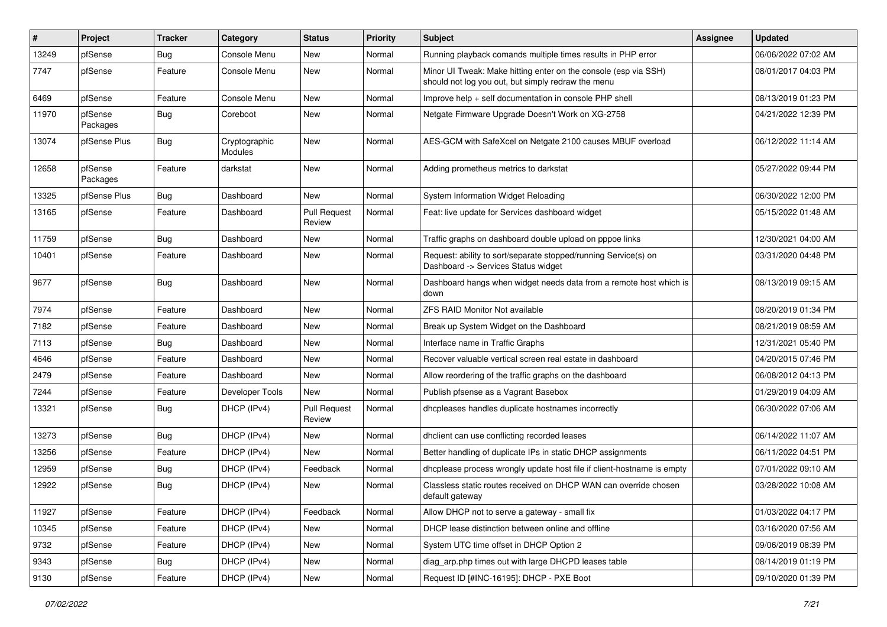| # | Project | Tracker | Category | Status | Priority | Subject | Assignee | Updated |
|---|---|---|---|---|---|---|---|---|
| 13249 | pfSense | Bug | Console Menu | New | Normal | Running playback comands multiple times results in PHP error | | 06/06/2022 07:02 AM |
| 7747 | pfSense | Feature | Console Menu | New | Normal | Minor UI Tweak: Make hitting enter on the console (esp via SSH) should not log you out, but simply redraw the menu | | 08/01/2017 04:03 PM |
| 6469 | pfSense | Feature | Console Menu | New | Normal | Improve help + self documentation in console PHP shell | | 08/13/2019 01:23 PM |
| 11970 | pfSense Packages | Bug | Coreboot | New | Normal | Netgate Firmware Upgrade Doesn't Work on XG-2758 | | 04/21/2022 12:39 PM |
| 13074 | pfSense Plus | Bug | Cryptographic Modules | New | Normal | AES-GCM with SafeXcel on Netgate 2100 causes MBUF overload | | 06/12/2022 11:14 AM |
| 12658 | pfSense Packages | Feature | darkstat | New | Normal | Adding prometheus metrics to darkstat | | 05/27/2022 09:44 PM |
| 13325 | pfSense Plus | Bug | Dashboard | New | Normal | System Information Widget Reloading | | 06/30/2022 12:00 PM |
| 13165 | pfSense | Feature | Dashboard | Pull Request Review | Normal | Feat: live update for Services dashboard widget | | 05/15/2022 01:48 AM |
| 11759 | pfSense | Bug | Dashboard | New | Normal | Traffic graphs on dashboard double upload on pppoe links | | 12/30/2021 04:00 AM |
| 10401 | pfSense | Feature | Dashboard | New | Normal | Request: ability to sort/separate stopped/running Service(s) on Dashboard -> Services Status widget | | 03/31/2020 04:48 PM |
| 9677 | pfSense | Bug | Dashboard | New | Normal | Dashboard hangs when widget needs data from a remote host which is down | | 08/13/2019 09:15 AM |
| 7974 | pfSense | Feature | Dashboard | New | Normal | ZFS RAID Monitor Not available | | 08/20/2019 01:34 PM |
| 7182 | pfSense | Feature | Dashboard | New | Normal | Break up System Widget on the Dashboard | | 08/21/2019 08:59 AM |
| 7113 | pfSense | Bug | Dashboard | New | Normal | Interface name in Traffic Graphs | | 12/31/2021 05:40 PM |
| 4646 | pfSense | Feature | Dashboard | New | Normal | Recover valuable vertical screen real estate in dashboard | | 04/20/2015 07:46 PM |
| 2479 | pfSense | Feature | Dashboard | New | Normal | Allow reordering of the traffic graphs on the dashboard | | 06/08/2012 04:13 PM |
| 7244 | pfSense | Feature | Developer Tools | New | Normal | Publish pfsense as a Vagrant Basebox | | 01/29/2019 04:09 AM |
| 13321 | pfSense | Bug | DHCP (IPv4) | Pull Request Review | Normal | dhcpleases handles duplicate hostnames incorrectly | | 06/30/2022 07:06 AM |
| 13273 | pfSense | Bug | DHCP (IPv4) | New | Normal | dhclient can use conflicting recorded leases | | 06/14/2022 11:07 AM |
| 13256 | pfSense | Feature | DHCP (IPv4) | New | Normal | Better handling of duplicate IPs in static DHCP assignments | | 06/11/2022 04:51 PM |
| 12959 | pfSense | Bug | DHCP (IPv4) | Feedback | Normal | dhcplease process wrongly update host file if client-hostname is empty | | 07/01/2022 09:10 AM |
| 12922 | pfSense | Bug | DHCP (IPv4) | New | Normal | Classless static routes received on DHCP WAN can override chosen default gateway | | 03/28/2022 10:08 AM |
| 11927 | pfSense | Feature | DHCP (IPv4) | Feedback | Normal | Allow DHCP not to serve a gateway - small fix | | 01/03/2022 04:17 PM |
| 10345 | pfSense | Feature | DHCP (IPv4) | New | Normal | DHCP lease distinction between online and offline | | 03/16/2020 07:56 AM |
| 9732 | pfSense | Feature | DHCP (IPv4) | New | Normal | System UTC time offset in DHCP Option 2 | | 09/06/2019 08:39 PM |
| 9343 | pfSense | Bug | DHCP (IPv4) | New | Normal | diag_arp.php times out with large DHCPD leases table | | 08/14/2019 01:19 PM |
| 9130 | pfSense | Feature | DHCP (IPv4) | New | Normal | Request ID [#INC-16195]: DHCP - PXE Boot | | 09/10/2020 01:39 PM |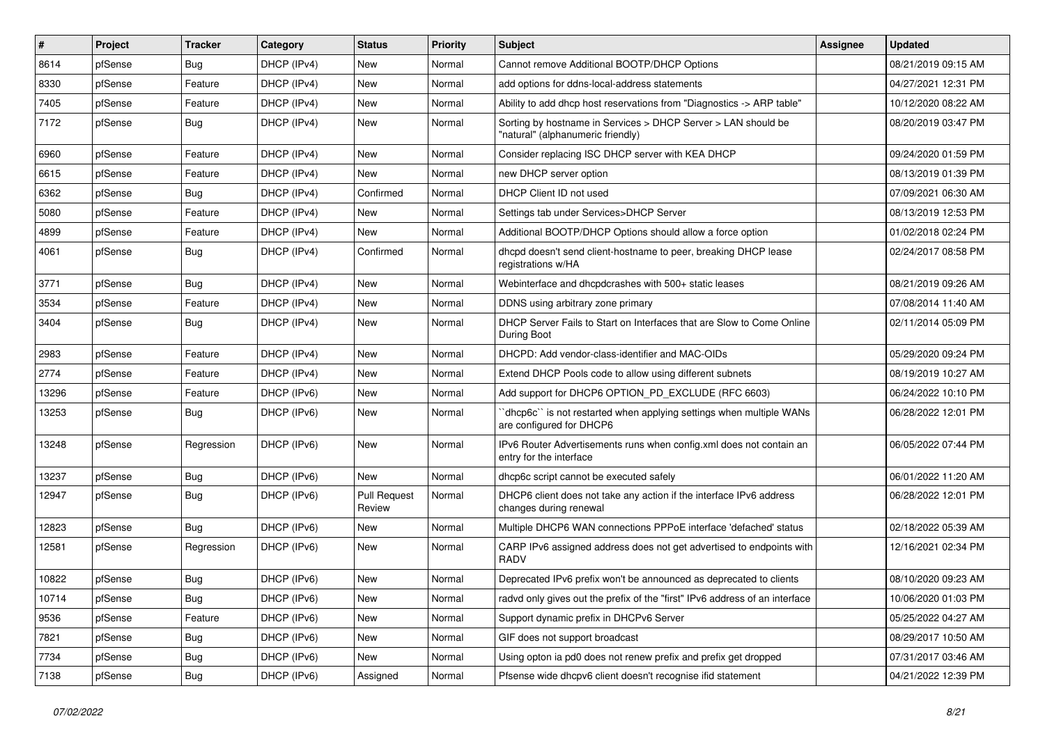| # | Project | Tracker | Category | Status | Priority | Subject | Assignee | Updated |
|---|---|---|---|---|---|---|---|---|
| 8614 | pfSense | Bug | DHCP (IPv4) | New | Normal | Cannot remove Additional BOOTP/DHCP Options | | 08/21/2019 09:15 AM |
| 8330 | pfSense | Feature | DHCP (IPv4) | New | Normal | add options for ddns-local-address statements | | 04/27/2021 12:31 PM |
| 7405 | pfSense | Feature | DHCP (IPv4) | New | Normal | Ability to add dhcp host reservations from "Diagnostics -> ARP table" | | 10/12/2020 08:22 AM |
| 7172 | pfSense | Bug | DHCP (IPv4) | New | Normal | Sorting by hostname in Services > DHCP Server > LAN should be "natural" (alphanumeric friendly) | | 08/20/2019 03:47 PM |
| 6960 | pfSense | Feature | DHCP (IPv4) | New | Normal | Consider replacing ISC DHCP server with KEA DHCP | | 09/24/2020 01:59 PM |
| 6615 | pfSense | Feature | DHCP (IPv4) | New | Normal | new DHCP server option | | 08/13/2019 01:39 PM |
| 6362 | pfSense | Bug | DHCP (IPv4) | Confirmed | Normal | DHCP Client ID not used | | 07/09/2021 06:30 AM |
| 5080 | pfSense | Feature | DHCP (IPv4) | New | Normal | Settings tab under Services>DHCP Server | | 08/13/2019 12:53 PM |
| 4899 | pfSense | Feature | DHCP (IPv4) | New | Normal | Additional BOOTP/DHCP Options should allow a force option | | 01/02/2018 02:24 PM |
| 4061 | pfSense | Bug | DHCP (IPv4) | Confirmed | Normal | dhcpd doesn't send client-hostname to peer, breaking DHCP lease registrations w/HA | | 02/24/2017 08:58 PM |
| 3771 | pfSense | Bug | DHCP (IPv4) | New | Normal | Webinterface and dhcpdcrashes with 500+ static leases | | 08/21/2019 09:26 AM |
| 3534 | pfSense | Feature | DHCP (IPv4) | New | Normal | DDNS using arbitrary zone primary | | 07/08/2014 11:40 AM |
| 3404 | pfSense | Bug | DHCP (IPv4) | New | Normal | DHCP Server Fails to Start on Interfaces that are Slow to Come Online During Boot | | 02/11/2014 05:09 PM |
| 2983 | pfSense | Feature | DHCP (IPv4) | New | Normal | DHCPD: Add vendor-class-identifier and MAC-OIDs | | 05/29/2020 09:24 PM |
| 2774 | pfSense | Feature | DHCP (IPv4) | New | Normal | Extend DHCP Pools code to allow using different subnets | | 08/19/2019 10:27 AM |
| 13296 | pfSense | Feature | DHCP (IPv6) | New | Normal | Add support for DHCP6 OPTION_PD_EXCLUDE (RFC 6603) | | 06/24/2022 10:10 PM |
| 13253 | pfSense | Bug | DHCP (IPv6) | New | Normal | ``dhcp6c`` is not restarted when applying settings when multiple WANs are configured for DHCP6 | | 06/28/2022 12:01 PM |
| 13248 | pfSense | Regression | DHCP (IPv6) | New | Normal | IPv6 Router Advertisements runs when config.xml does not contain an entry for the interface | | 06/05/2022 07:44 PM |
| 13237 | pfSense | Bug | DHCP (IPv6) | New | Normal | dhcp6c script cannot be executed safely | | 06/01/2022 11:20 AM |
| 12947 | pfSense | Bug | DHCP (IPv6) | Pull Request Review | Normal | DHCP6 client does not take any action if the interface IPv6 address changes during renewal | | 06/28/2022 12:01 PM |
| 12823 | pfSense | Bug | DHCP (IPv6) | New | Normal | Multiple DHCP6 WAN connections PPPoE interface 'defached' status | | 02/18/2022 05:39 AM |
| 12581 | pfSense | Regression | DHCP (IPv6) | New | Normal | CARP IPv6 assigned address does not get advertised to endpoints with RADV | | 12/16/2021 02:34 PM |
| 10822 | pfSense | Bug | DHCP (IPv6) | New | Normal | Deprecated IPv6 prefix won't be announced as deprecated to clients | | 08/10/2020 09:23 AM |
| 10714 | pfSense | Bug | DHCP (IPv6) | New | Normal | radvd only gives out the prefix of the "first" IPv6 address of an interface | | 10/06/2020 01:03 PM |
| 9536 | pfSense | Feature | DHCP (IPv6) | New | Normal | Support dynamic prefix in DHCPv6 Server | | 05/25/2022 04:27 AM |
| 7821 | pfSense | Bug | DHCP (IPv6) | New | Normal | GIF does not support broadcast | | 08/29/2017 10:50 AM |
| 7734 | pfSense | Bug | DHCP (IPv6) | New | Normal | Using opton ia pd0 does not renew prefix and prefix get dropped | | 07/31/2017 03:46 AM |
| 7138 | pfSense | Bug | DHCP (IPv6) | Assigned | Normal | Pfsense wide dhcpv6 client doesn't recognise ifid statement | | 04/21/2022 12:39 PM |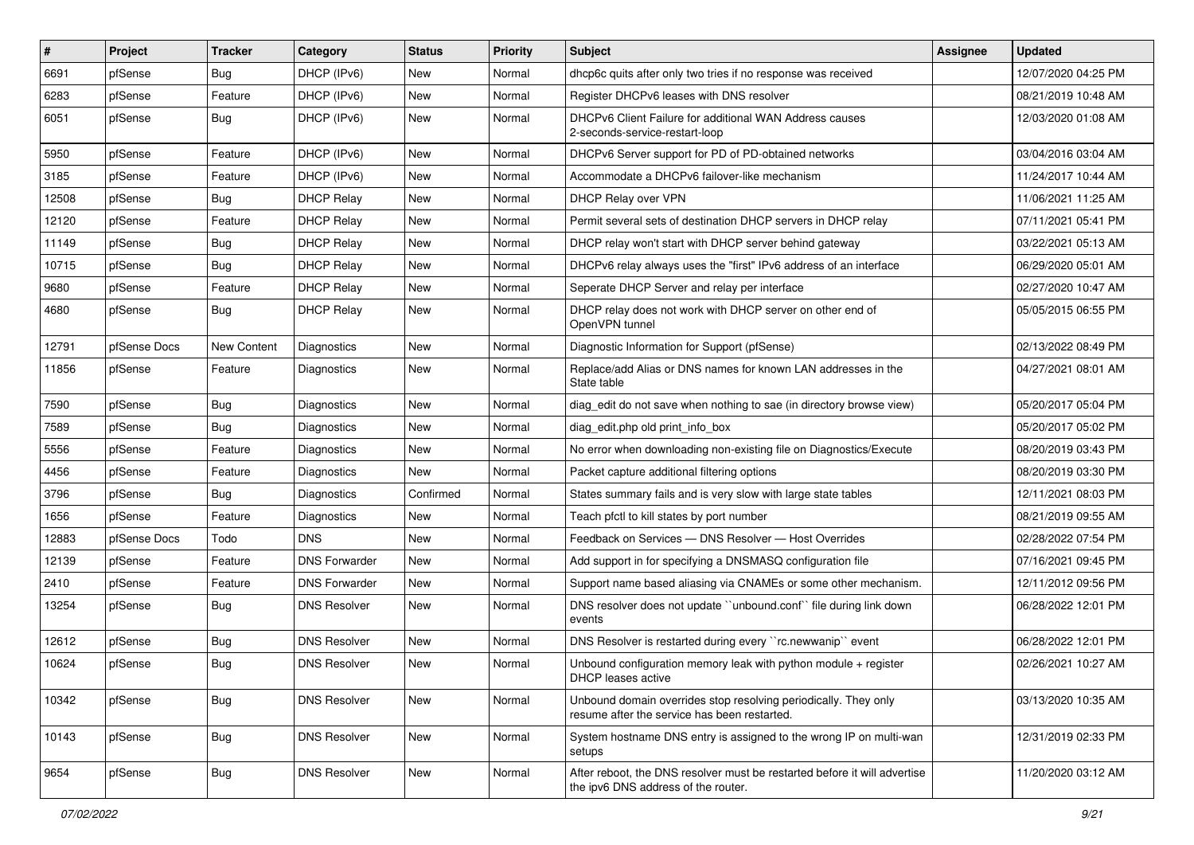| # | Project | Tracker | Category | Status | Priority | Subject | Assignee | Updated |
|---|---|---|---|---|---|---|---|---|
| 6691 | pfSense | Bug | DHCP (IPv6) | New | Normal | dhcp6c quits after only two tries if no response was received | | 12/07/2020 04:25 PM |
| 6283 | pfSense | Feature | DHCP (IPv6) | New | Normal | Register DHCPv6 leases with DNS resolver | | 08/21/2019 10:48 AM |
| 6051 | pfSense | Bug | DHCP (IPv6) | New | Normal | DHCPv6 Client Failure for additional WAN Address causes 2-seconds-service-restart-loop | | 12/03/2020 01:08 AM |
| 5950 | pfSense | Feature | DHCP (IPv6) | New | Normal | DHCPv6 Server support for PD of PD-obtained networks | | 03/04/2016 03:04 AM |
| 3185 | pfSense | Feature | DHCP (IPv6) | New | Normal | Accommodate a DHCPv6 failover-like mechanism | | 11/24/2017 10:44 AM |
| 12508 | pfSense | Bug | DHCP Relay | New | Normal | DHCP Relay over VPN | | 11/06/2021 11:25 AM |
| 12120 | pfSense | Feature | DHCP Relay | New | Normal | Permit several sets of destination DHCP servers in DHCP relay | | 07/11/2021 05:41 PM |
| 11149 | pfSense | Bug | DHCP Relay | New | Normal | DHCP relay won't start with DHCP server behind gateway | | 03/22/2021 05:13 AM |
| 10715 | pfSense | Bug | DHCP Relay | New | Normal | DHCPv6 relay always uses the "first" IPv6 address of an interface | | 06/29/2020 05:01 AM |
| 9680 | pfSense | Feature | DHCP Relay | New | Normal | Seperate DHCP Server and relay per interface | | 02/27/2020 10:47 AM |
| 4680 | pfSense | Bug | DHCP Relay | New | Normal | DHCP relay does not work with DHCP server on other end of OpenVPN tunnel | | 05/05/2015 06:55 PM |
| 12791 | pfSense Docs | New Content | Diagnostics | New | Normal | Diagnostic Information for Support (pfSense) | | 02/13/2022 08:49 PM |
| 11856 | pfSense | Feature | Diagnostics | New | Normal | Replace/add Alias or DNS names for known LAN addresses in the State table | | 04/27/2021 08:01 AM |
| 7590 | pfSense | Bug | Diagnostics | New | Normal | diag_edit do not save when nothing to sae (in directory browse view) | | 05/20/2017 05:04 PM |
| 7589 | pfSense | Bug | Diagnostics | New | Normal | diag_edit.php old print_info_box | | 05/20/2017 05:02 PM |
| 5556 | pfSense | Feature | Diagnostics | New | Normal | No error when downloading non-existing file on Diagnostics/Execute | | 08/20/2019 03:43 PM |
| 4456 | pfSense | Feature | Diagnostics | New | Normal | Packet capture additional filtering options | | 08/20/2019 03:30 PM |
| 3796 | pfSense | Bug | Diagnostics | Confirmed | Normal | States summary fails and is very slow with large state tables | | 12/11/2021 08:03 PM |
| 1656 | pfSense | Feature | Diagnostics | New | Normal | Teach pfctl to kill states by port number | | 08/21/2019 09:55 AM |
| 12883 | pfSense Docs | Todo | DNS | New | Normal | Feedback on Services — DNS Resolver — Host Overrides | | 02/28/2022 07:54 PM |
| 12139 | pfSense | Feature | DNS Forwarder | New | Normal | Add support in for specifying a DNSMASQ configuration file | | 07/16/2021 09:45 PM |
| 2410 | pfSense | Feature | DNS Forwarder | New | Normal | Support name based aliasing via CNAMEs or some other mechanism. | | 12/11/2012 09:56 PM |
| 13254 | pfSense | Bug | DNS Resolver | New | Normal | DNS resolver does not update ``unbound.conf`` file during link down events | | 06/28/2022 12:01 PM |
| 12612 | pfSense | Bug | DNS Resolver | New | Normal | DNS Resolver is restarted during every ``rc.newwanip`` event | | 06/28/2022 12:01 PM |
| 10624 | pfSense | Bug | DNS Resolver | New | Normal | Unbound configuration memory leak with python module + register DHCP leases active | | 02/26/2021 10:27 AM |
| 10342 | pfSense | Bug | DNS Resolver | New | Normal | Unbound domain overrides stop resolving periodically. They only resume after the service has been restarted. | | 03/13/2020 10:35 AM |
| 10143 | pfSense | Bug | DNS Resolver | New | Normal | System hostname DNS entry is assigned to the wrong IP on multi-wan setups | | 12/31/2019 02:33 PM |
| 9654 | pfSense | Bug | DNS Resolver | New | Normal | After reboot, the DNS resolver must be restarted before it will advertise the ipv6 DNS address of the router. | | 11/20/2020 03:12 AM |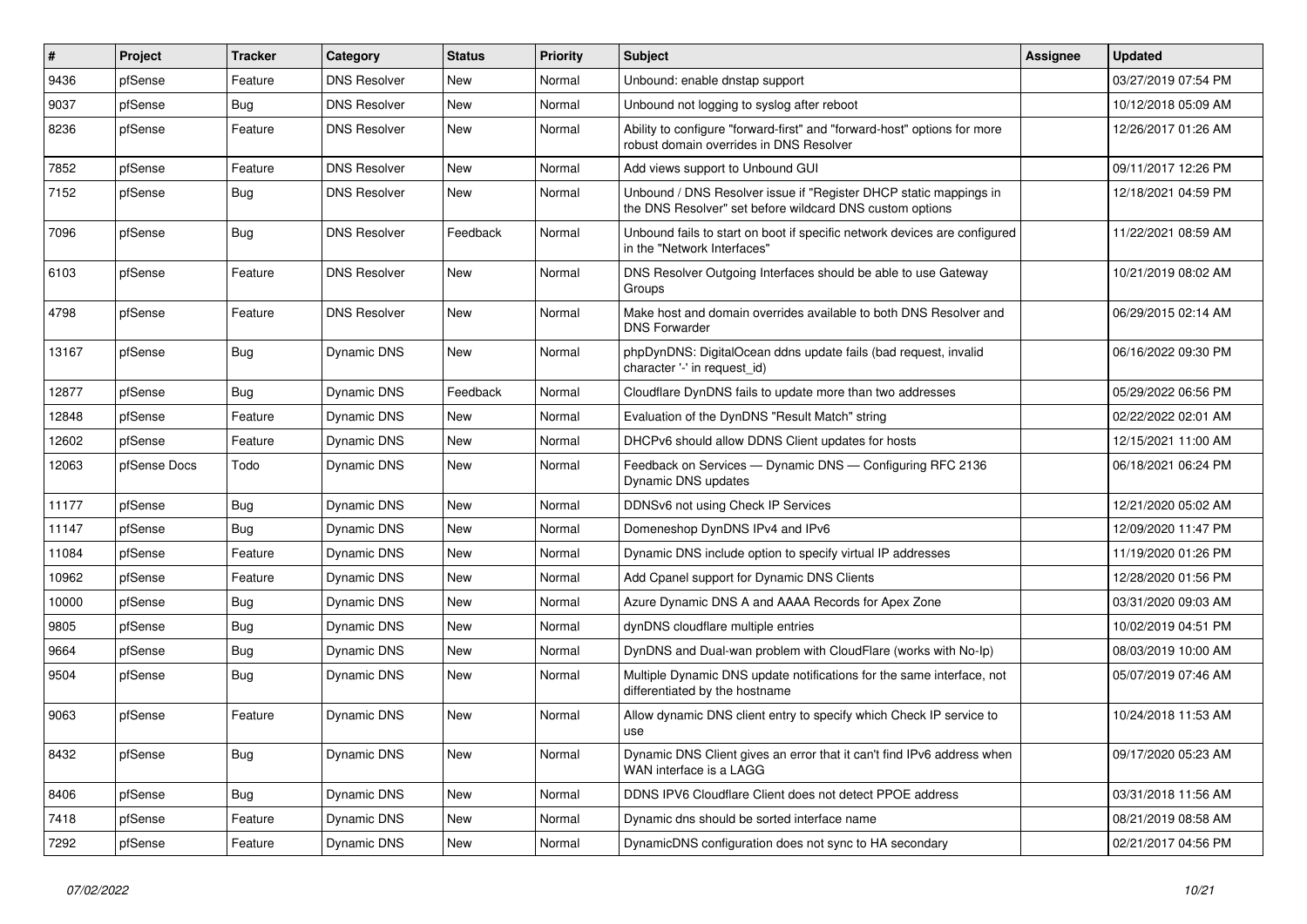| # | Project | Tracker | Category | Status | Priority | Subject | Assignee | Updated |
|---|---|---|---|---|---|---|---|---|
| 9436 | pfSense | Feature | DNS Resolver | New | Normal | Unbound: enable dnstap support | | 03/27/2019 07:54 PM |
| 9037 | pfSense | Bug | DNS Resolver | New | Normal | Unbound not logging to syslog after reboot | | 10/12/2018 05:09 AM |
| 8236 | pfSense | Feature | DNS Resolver | New | Normal | Ability to configure "forward-first" and "forward-host" options for more robust domain overrides in DNS Resolver | | 12/26/2017 01:26 AM |
| 7852 | pfSense | Feature | DNS Resolver | New | Normal | Add views support to Unbound GUI | | 09/11/2017 12:26 PM |
| 7152 | pfSense | Bug | DNS Resolver | New | Normal | Unbound / DNS Resolver issue if "Register DHCP static mappings in the DNS Resolver" set before wildcard DNS custom options | | 12/18/2021 04:59 PM |
| 7096 | pfSense | Bug | DNS Resolver | Feedback | Normal | Unbound fails to start on boot if specific network devices are configured in the "Network Interfaces" | | 11/22/2021 08:59 AM |
| 6103 | pfSense | Feature | DNS Resolver | New | Normal | DNS Resolver Outgoing Interfaces should be able to use Gateway Groups | | 10/21/2019 08:02 AM |
| 4798 | pfSense | Feature | DNS Resolver | New | Normal | Make host and domain overrides available to both DNS Resolver and DNS Forwarder | | 06/29/2015 02:14 AM |
| 13167 | pfSense | Bug | Dynamic DNS | New | Normal | phpDynDNS: DigitalOcean ddns update fails (bad request, invalid character '-' in request_id) | | 06/16/2022 09:30 PM |
| 12877 | pfSense | Bug | Dynamic DNS | Feedback | Normal | Cloudflare DynDNS fails to update more than two addresses | | 05/29/2022 06:56 PM |
| 12848 | pfSense | Feature | Dynamic DNS | New | Normal | Evaluation of the DynDNS "Result Match" string | | 02/22/2022 02:01 AM |
| 12602 | pfSense | Feature | Dynamic DNS | New | Normal | DHCPv6 should allow DDNS Client updates for hosts | | 12/15/2021 11:00 AM |
| 12063 | pfSense Docs | Todo | Dynamic DNS | New | Normal | Feedback on Services — Dynamic DNS — Configuring RFC 2136 Dynamic DNS updates | | 06/18/2021 06:24 PM |
| 11177 | pfSense | Bug | Dynamic DNS | New | Normal | DDNSv6 not using Check IP Services | | 12/21/2020 05:02 AM |
| 11147 | pfSense | Bug | Dynamic DNS | New | Normal | Domeneshop DynDNS IPv4 and IPv6 | | 12/09/2020 11:47 PM |
| 11084 | pfSense | Feature | Dynamic DNS | New | Normal | Dynamic DNS include option to specify virtual IP addresses | | 11/19/2020 01:26 PM |
| 10962 | pfSense | Feature | Dynamic DNS | New | Normal | Add Cpanel support for Dynamic DNS Clients | | 12/28/2020 01:56 PM |
| 10000 | pfSense | Bug | Dynamic DNS | New | Normal | Azure Dynamic DNS A and AAAA Records for Apex Zone | | 03/31/2020 09:03 AM |
| 9805 | pfSense | Bug | Dynamic DNS | New | Normal | dynDNS cloudflare multiple entries | | 10/02/2019 04:51 PM |
| 9664 | pfSense | Bug | Dynamic DNS | New | Normal | DynDNS and Dual-wan problem with CloudFlare (works with No-Ip) | | 08/03/2019 10:00 AM |
| 9504 | pfSense | Bug | Dynamic DNS | New | Normal | Multiple Dynamic DNS update notifications for the same interface, not differentiated by the hostname | | 05/07/2019 07:46 AM |
| 9063 | pfSense | Feature | Dynamic DNS | New | Normal | Allow dynamic DNS client entry to specify which Check IP service to use | | 10/24/2018 11:53 AM |
| 8432 | pfSense | Bug | Dynamic DNS | New | Normal | Dynamic DNS Client gives an error that it can't find IPv6 address when WAN interface is a LAGG | | 09/17/2020 05:23 AM |
| 8406 | pfSense | Bug | Dynamic DNS | New | Normal | DDNS IPV6 Cloudflare Client does not detect PPOE address | | 03/31/2018 11:56 AM |
| 7418 | pfSense | Feature | Dynamic DNS | New | Normal | Dynamic dns should be sorted interface name | | 08/21/2019 08:58 AM |
| 7292 | pfSense | Feature | Dynamic DNS | New | Normal | DynamicDNS configuration does not sync to HA secondary | | 02/21/2017 04:56 PM |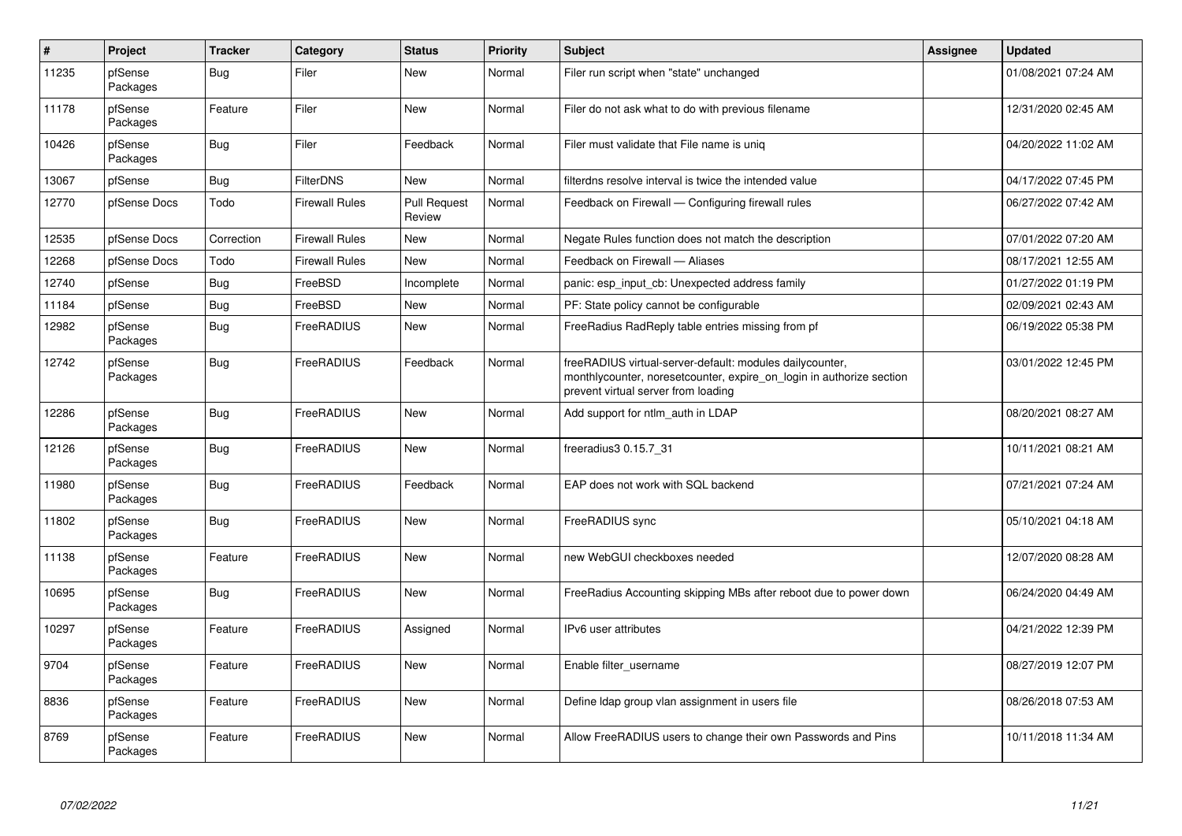| # | Project | Tracker | Category | Status | Priority | Subject | Assignee | Updated |
|---|---|---|---|---|---|---|---|---|
| 11235 | pfSense Packages | Bug | Filer | New | Normal | Filer run script when "state" unchanged | | 01/08/2021 07:24 AM |
| 11178 | pfSense Packages | Feature | Filer | New | Normal | Filer do not ask what to do with previous filename | | 12/31/2020 02:45 AM |
| 10426 | pfSense Packages | Bug | Filer | Feedback | Normal | Filer must validate that File name is uniq | | 04/20/2022 11:02 AM |
| 13067 | pfSense | Bug | FilterDNS | New | Normal | filterdns resolve interval is twice the intended value | | 04/17/2022 07:45 PM |
| 12770 | pfSense Docs | Todo | Firewall Rules | Pull Request Review | Normal | Feedback on Firewall — Configuring firewall rules | | 06/27/2022 07:42 AM |
| 12535 | pfSense Docs | Correction | Firewall Rules | New | Normal | Negate Rules function does not match the description | | 07/01/2022 07:20 AM |
| 12268 | pfSense Docs | Todo | Firewall Rules | New | Normal | Feedback on Firewall — Aliases | | 08/17/2021 12:55 AM |
| 12740 | pfSense | Bug | FreeBSD | Incomplete | Normal | panic: esp_input_cb: Unexpected address family | | 01/27/2022 01:19 PM |
| 11184 | pfSense | Bug | FreeBSD | New | Normal | PF: State policy cannot be configurable | | 02/09/2021 02:43 AM |
| 12982 | pfSense Packages | Bug | FreeRADIUS | New | Normal | FreeRadius RadReply table entries missing from pf | | 06/19/2022 05:38 PM |
| 12742 | pfSense Packages | Bug | FreeRADIUS | Feedback | Normal | freeRADIUS virtual-server-default: modules dailycounter, monthlycounter, noresetcounter, expire_on_login in authorize section prevent virtual server from loading | | 03/01/2022 12:45 PM |
| 12286 | pfSense Packages | Bug | FreeRADIUS | New | Normal | Add support for ntlm_auth in LDAP | | 08/20/2021 08:27 AM |
| 12126 | pfSense Packages | Bug | FreeRADIUS | New | Normal | freeradius3 0.15.7_31 | | 10/11/2021 08:21 AM |
| 11980 | pfSense Packages | Bug | FreeRADIUS | Feedback | Normal | EAP does not work with SQL backend | | 07/21/2021 07:24 AM |
| 11802 | pfSense Packages | Bug | FreeRADIUS | New | Normal | FreeRADIUS sync | | 05/10/2021 04:18 AM |
| 11138 | pfSense Packages | Feature | FreeRADIUS | New | Normal | new WebGUI checkboxes needed | | 12/07/2020 08:28 AM |
| 10695 | pfSense Packages | Bug | FreeRADIUS | New | Normal | FreeRadius Accounting skipping MBs after reboot due to power down | | 06/24/2020 04:49 AM |
| 10297 | pfSense Packages | Feature | FreeRADIUS | Assigned | Normal | IPv6 user attributes | | 04/21/2022 12:39 PM |
| 9704 | pfSense Packages | Feature | FreeRADIUS | New | Normal | Enable filter_username | | 08/27/2019 12:07 PM |
| 8836 | pfSense Packages | Feature | FreeRADIUS | New | Normal | Define ldap group vlan assignment in users file | | 08/26/2018 07:53 AM |
| 8769 | pfSense Packages | Feature | FreeRADIUS | New | Normal | Allow FreeRADIUS users to change their own Passwords and Pins | | 10/11/2018 11:34 AM |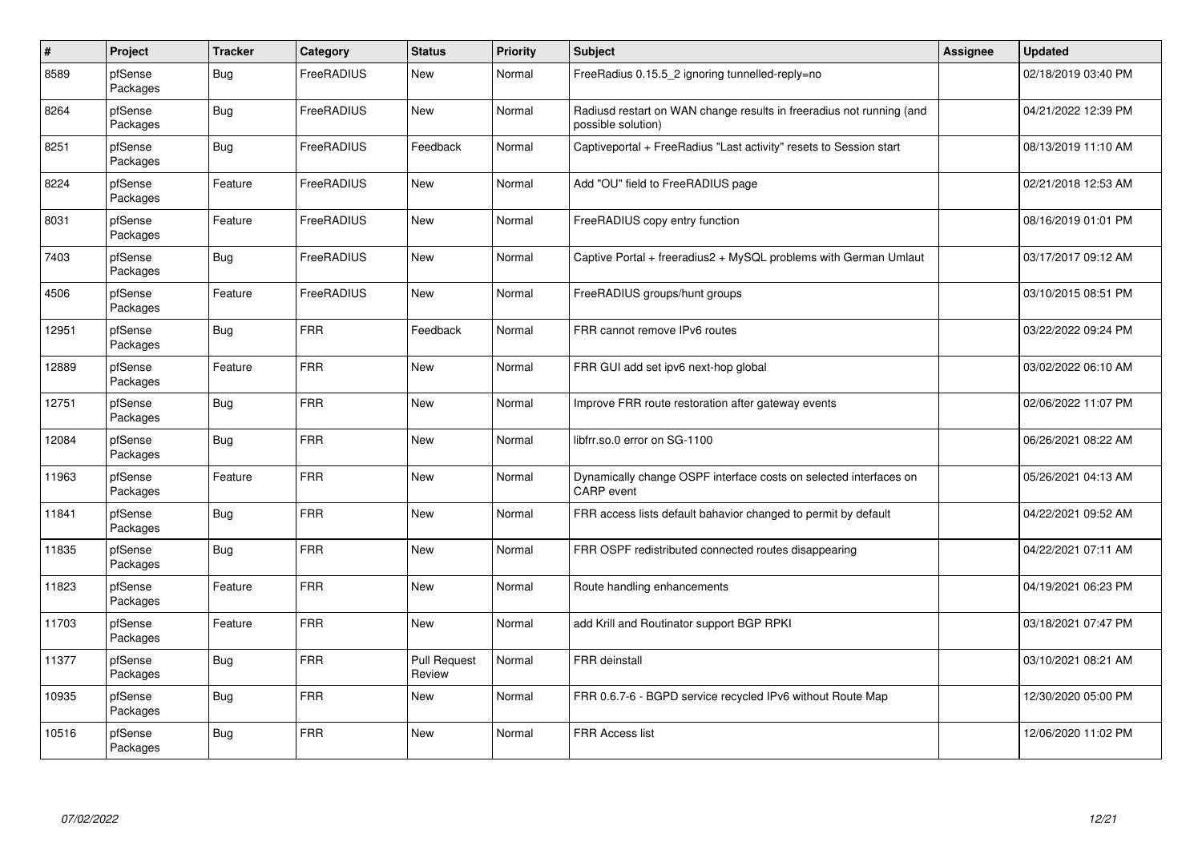| # | Project | Tracker | Category | Status | Priority | Subject | Assignee | Updated |
|---|---|---|---|---|---|---|---|---|
| 8589 | pfSense Packages | Bug | FreeRADIUS | New | Normal | FreeRadius 0.15.5_2 ignoring tunnelled-reply=no | | 02/18/2019 03:40 PM |
| 8264 | pfSense Packages | Bug | FreeRADIUS | New | Normal | Radiusd restart on WAN change results in freeradius not running (and possible solution) | | 04/21/2022 12:39 PM |
| 8251 | pfSense Packages | Bug | FreeRADIUS | Feedback | Normal | Captiveportal + FreeRadius "Last activity" resets to Session start | | 08/13/2019 11:10 AM |
| 8224 | pfSense Packages | Feature | FreeRADIUS | New | Normal | Add "OU" field to FreeRADIUS page | | 02/21/2018 12:53 AM |
| 8031 | pfSense Packages | Feature | FreeRADIUS | New | Normal | FreeRADIUS copy entry function | | 08/16/2019 01:01 PM |
| 7403 | pfSense Packages | Bug | FreeRADIUS | New | Normal | Captive Portal + freeradius2 + MySQL problems with German Umlaut | | 03/17/2017 09:12 AM |
| 4506 | pfSense Packages | Feature | FreeRADIUS | New | Normal | FreeRADIUS groups/hunt groups | | 03/10/2015 08:51 PM |
| 12951 | pfSense Packages | Bug | FRR | Feedback | Normal | FRR cannot remove IPv6 routes | | 03/22/2022 09:24 PM |
| 12889 | pfSense Packages | Feature | FRR | New | Normal | FRR GUI add set ipv6 next-hop global | | 03/02/2022 06:10 AM |
| 12751 | pfSense Packages | Bug | FRR | New | Normal | Improve FRR route restoration after gateway events | | 02/06/2022 11:07 PM |
| 12084 | pfSense Packages | Bug | FRR | New | Normal | libfrr.so.0 error on SG-1100 | | 06/26/2021 08:22 AM |
| 11963 | pfSense Packages | Feature | FRR | New | Normal | Dynamically change OSPF interface costs on selected interfaces on CARP event | | 05/26/2021 04:13 AM |
| 11841 | pfSense Packages | Bug | FRR | New | Normal | FRR access lists default bahavior changed to permit by default | | 04/22/2021 09:52 AM |
| 11835 | pfSense Packages | Bug | FRR | New | Normal | FRR OSPF redistributed connected routes disappearing | | 04/22/2021 07:11 AM |
| 11823 | pfSense Packages | Feature | FRR | New | Normal | Route handling enhancements | | 04/19/2021 06:23 PM |
| 11703 | pfSense Packages | Feature | FRR | New | Normal | add Krill and Routinator support BGP RPKI | | 03/18/2021 07:47 PM |
| 11377 | pfSense Packages | Bug | FRR | Pull Request Review | Normal | FRR deinstall | | 03/10/2021 08:21 AM |
| 10935 | pfSense Packages | Bug | FRR | New | Normal | FRR 0.6.7-6 - BGPD service recycled IPv6 without Route Map | | 12/30/2020 05:00 PM |
| 10516 | pfSense Packages | Bug | FRR | New | Normal | FRR Access list | | 12/06/2020 11:02 PM |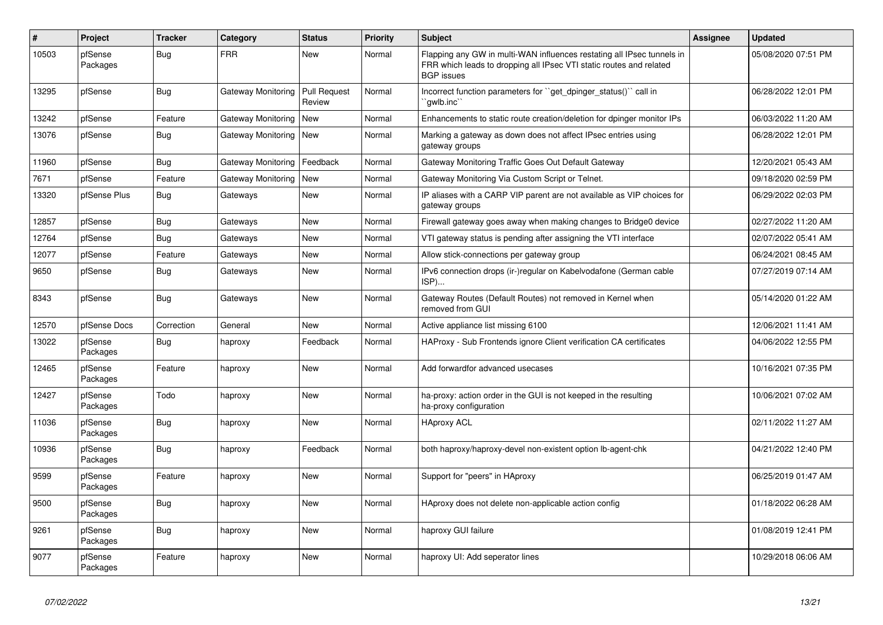| # | Project | Tracker | Category | Status | Priority | Subject | Assignee | Updated |
|---|---|---|---|---|---|---|---|---|
| 10503 | pfSense Packages | Bug | FRR | New | Normal | Flapping any GW in multi-WAN influences restating all IPsec tunnels in FRR which leads to dropping all IPsec VTI static routes and related BGP issues | | 05/08/2020 07:51 PM |
| 13295 | pfSense | Bug | Gateway Monitoring | Pull Request Review | Normal | Incorrect function parameters for ``get_dpinger_status()`` call in ``gwlb.inc`` | | 06/28/2022 12:01 PM |
| 13242 | pfSense | Feature | Gateway Monitoring | New | Normal | Enhancements to static route creation/deletion for dpinger monitor IPs | | 06/03/2022 11:20 AM |
| 13076 | pfSense | Bug | Gateway Monitoring | New | Normal | Marking a gateway as down does not affect IPsec entries using gateway groups | | 06/28/2022 12:01 PM |
| 11960 | pfSense | Bug | Gateway Monitoring | Feedback | Normal | Gateway Monitoring Traffic Goes Out Default Gateway | | 12/20/2021 05:43 AM |
| 7671 | pfSense | Feature | Gateway Monitoring | New | Normal | Gateway Monitoring Via Custom Script or Telnet. | | 09/18/2020 02:59 PM |
| 13320 | pfSense Plus | Bug | Gateways | New | Normal | IP aliases with a CARP VIP parent are not available as VIP choices for gateway groups | | 06/29/2022 02:03 PM |
| 12857 | pfSense | Bug | Gateways | New | Normal | Firewall gateway goes away when making changes to Bridge0 device | | 02/27/2022 11:20 AM |
| 12764 | pfSense | Bug | Gateways | New | Normal | VTI gateway status is pending after assigning the VTI interface | | 02/07/2022 05:41 AM |
| 12077 | pfSense | Feature | Gateways | New | Normal | Allow stick-connections per gateway group | | 06/24/2021 08:45 AM |
| 9650 | pfSense | Bug | Gateways | New | Normal | IPv6 connection drops (ir-)regular on Kabelvodafone (German cable ISP)... | | 07/27/2019 07:14 AM |
| 8343 | pfSense | Bug | Gateways | New | Normal | Gateway Routes (Default Routes) not removed in Kernel when removed from GUI | | 05/14/2020 01:22 AM |
| 12570 | pfSense Docs | Correction | General | New | Normal | Active appliance list missing 6100 | | 12/06/2021 11:41 AM |
| 13022 | pfSense Packages | Bug | haproxy | Feedback | Normal | HAProxy - Sub Frontends ignore Client verification CA certificates | | 04/06/2022 12:55 PM |
| 12465 | pfSense Packages | Feature | haproxy | New | Normal | Add forwardfor advanced usecases | | 10/16/2021 07:35 PM |
| 12427 | pfSense Packages | Todo | haproxy | New | Normal | ha-proxy: action order in the GUI is not keeped in the resulting ha-proxy configuration | | 10/06/2021 07:02 AM |
| 11036 | pfSense Packages | Bug | haproxy | New | Normal | HAproxy ACL | | 02/11/2022 11:27 AM |
| 10936 | pfSense Packages | Bug | haproxy | Feedback | Normal | both haproxy/haproxy-devel non-existent option lb-agent-chk | | 04/21/2022 12:40 PM |
| 9599 | pfSense Packages | Feature | haproxy | New | Normal | Support for "peers" in HAproxy | | 06/25/2019 01:47 AM |
| 9500 | pfSense Packages | Bug | haproxy | New | Normal | HAproxy does not delete non-applicable action config | | 01/18/2022 06:28 AM |
| 9261 | pfSense Packages | Bug | haproxy | New | Normal | haproxy GUI failure | | 01/08/2019 12:41 PM |
| 9077 | pfSense Packages | Feature | haproxy | New | Normal | haproxy UI: Add seperator lines | | 10/29/2018 06:06 AM |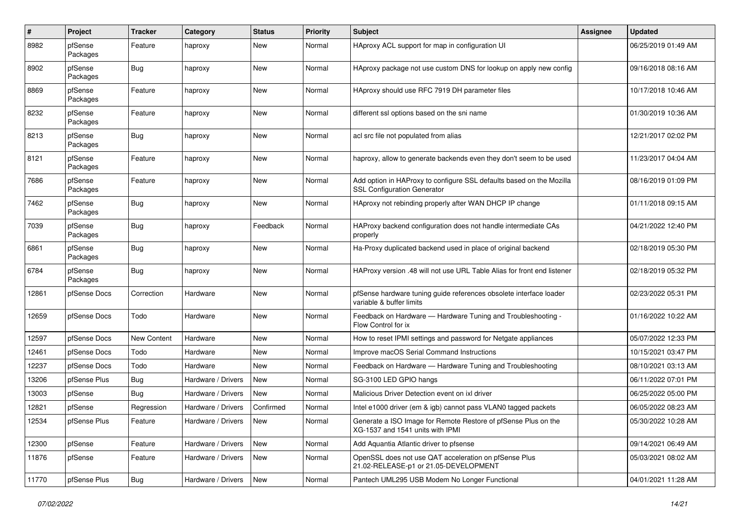| # | Project | Tracker | Category | Status | Priority | Subject | Assignee | Updated |
|---|---|---|---|---|---|---|---|---|
| 8982 | pfSense Packages | Feature | haproxy | New | Normal | HAproxy ACL support for map in configuration UI | | 06/25/2019 01:49 AM |
| 8902 | pfSense Packages | Bug | haproxy | New | Normal | HAproxy package not use custom DNS for lookup on apply new config | | 09/16/2018 08:16 AM |
| 8869 | pfSense Packages | Feature | haproxy | New | Normal | HAproxy should use RFC 7919 DH parameter files | | 10/17/2018 10:46 AM |
| 8232 | pfSense Packages | Feature | haproxy | New | Normal | different ssl options based on the sni name | | 01/30/2019 10:36 AM |
| 8213 | pfSense Packages | Bug | haproxy | New | Normal | acl src file not populated from alias | | 12/21/2017 02:02 PM |
| 8121 | pfSense Packages | Feature | haproxy | New | Normal | haproxy, allow to generate backends even they don't seem to be used | | 11/23/2017 04:04 AM |
| 7686 | pfSense Packages | Feature | haproxy | New | Normal | Add option in HAProxy to configure SSL defaults based on the Mozilla SSL Configuration Generator | | 08/16/2019 01:09 PM |
| 7462 | pfSense Packages | Bug | haproxy | New | Normal | HAproxy not rebinding properly after WAN DHCP IP change | | 01/11/2018 09:15 AM |
| 7039 | pfSense Packages | Bug | haproxy | Feedback | Normal | HAProxy backend configuration does not handle intermediate CAs properly | | 04/21/2022 12:40 PM |
| 6861 | pfSense Packages | Bug | haproxy | New | Normal | Ha-Proxy duplicated backend used in place of original backend | | 02/18/2019 05:30 PM |
| 6784 | pfSense Packages | Bug | haproxy | New | Normal | HAProxy version .48 will not use URL Table Alias for front end listener | | 02/18/2019 05:32 PM |
| 12861 | pfSense Docs | Correction | Hardware | New | Normal | pfSense hardware tuning guide references obsolete interface loader variable & buffer limits | | 02/23/2022 05:31 PM |
| 12659 | pfSense Docs | Todo | Hardware | New | Normal | Feedback on Hardware — Hardware Tuning and Troubleshooting - Flow Control for ix | | 01/16/2022 10:22 AM |
| 12597 | pfSense Docs | New Content | Hardware | New | Normal | How to reset IPMI settings and password for Netgate appliances | | 05/07/2022 12:33 PM |
| 12461 | pfSense Docs | Todo | Hardware | New | Normal | Improve macOS Serial Command Instructions | | 10/15/2021 03:47 PM |
| 12237 | pfSense Docs | Todo | Hardware | New | Normal | Feedback on Hardware — Hardware Tuning and Troubleshooting | | 08/10/2021 03:13 AM |
| 13206 | pfSense Plus | Bug | Hardware / Drivers | New | Normal | SG-3100 LED GPIO hangs | | 06/11/2022 07:01 PM |
| 13003 | pfSense | Bug | Hardware / Drivers | New | Normal | Malicious Driver Detection event on ixl driver | | 06/25/2022 05:00 PM |
| 12821 | pfSense | Regression | Hardware / Drivers | Confirmed | Normal | Intel e1000 driver (em & igb) cannot pass VLAN0 tagged packets | | 06/05/2022 08:23 AM |
| 12534 | pfSense Plus | Feature | Hardware / Drivers | New | Normal | Generate a ISO Image for Remote Restore of pfSense Plus on the XG-1537 and 1541 units with IPMI | | 05/30/2022 10:28 AM |
| 12300 | pfSense | Feature | Hardware / Drivers | New | Normal | Add Aquantia Atlantic driver to pfsense | | 09/14/2021 06:49 AM |
| 11876 | pfSense | Feature | Hardware / Drivers | New | Normal | OpenSSL does not use QAT acceleration on pfSense Plus 21.02-RELEASE-p1 or 21.05-DEVELOPMENT | | 05/03/2021 08:02 AM |
| 11770 | pfSense Plus | Bug | Hardware / Drivers | New | Normal | Pantech UML295 USB Modem No Longer Functional | | 04/01/2021 11:28 AM |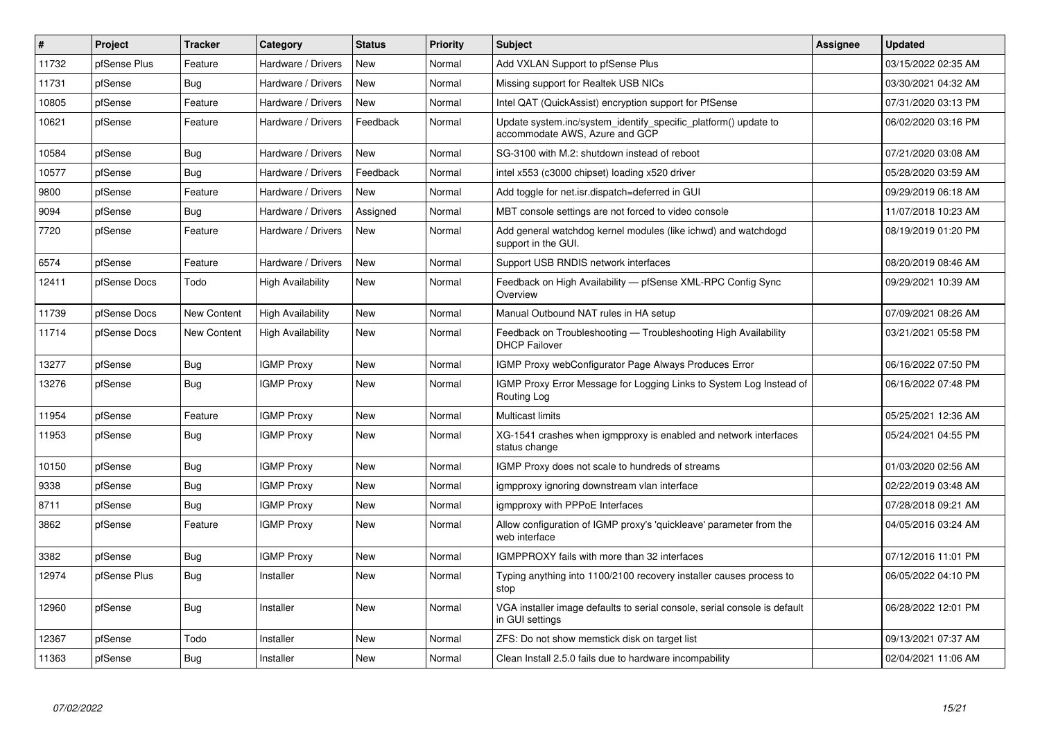| # | Project | Tracker | Category | Status | Priority | Subject | Assignee | Updated |
|---|---|---|---|---|---|---|---|---|
| 11732 | pfSense Plus | Feature | Hardware / Drivers | New | Normal | Add VXLAN Support to pfSense Plus | | 03/15/2022 02:35 AM |
| 11731 | pfSense | Bug | Hardware / Drivers | New | Normal | Missing support for Realtek USB NICs | | 03/30/2021 04:32 AM |
| 10805 | pfSense | Feature | Hardware / Drivers | New | Normal | Intel QAT (QuickAssist) encryption support for PfSense | | 07/31/2020 03:13 PM |
| 10621 | pfSense | Feature | Hardware / Drivers | Feedback | Normal | Update system.inc/system_identify_specific_platform() update to accommodate AWS, Azure and GCP | | 06/02/2020 03:16 PM |
| 10584 | pfSense | Bug | Hardware / Drivers | New | Normal | SG-3100 with M.2: shutdown instead of reboot | | 07/21/2020 03:08 AM |
| 10577 | pfSense | Bug | Hardware / Drivers | Feedback | Normal | intel x553 (c3000 chipset) loading x520 driver | | 05/28/2020 03:59 AM |
| 9800 | pfSense | Feature | Hardware / Drivers | New | Normal | Add toggle for net.isr.dispatch=deferred in GUI | | 09/29/2019 06:18 AM |
| 9094 | pfSense | Bug | Hardware / Drivers | Assigned | Normal | MBT console settings are not forced to video console | | 11/07/2018 10:23 AM |
| 7720 | pfSense | Feature | Hardware / Drivers | New | Normal | Add general watchdog kernel modules (like ichwd) and watchdogd support in the GUI. | | 08/19/2019 01:20 PM |
| 6574 | pfSense | Feature | Hardware / Drivers | New | Normal | Support USB RNDIS network interfaces | | 08/20/2019 08:46 AM |
| 12411 | pfSense Docs | Todo | High Availability | New | Normal | Feedback on High Availability — pfSense XML-RPC Config Sync Overview | | 09/29/2021 10:39 AM |
| 11739 | pfSense Docs | New Content | High Availability | New | Normal | Manual Outbound NAT rules in HA setup | | 07/09/2021 08:26 AM |
| 11714 | pfSense Docs | New Content | High Availability | New | Normal | Feedback on Troubleshooting — Troubleshooting High Availability DHCP Failover | | 03/21/2021 05:58 PM |
| 13277 | pfSense | Bug | IGMP Proxy | New | Normal | IGMP Proxy webConfigurator Page Always Produces Error | | 06/16/2022 07:50 PM |
| 13276 | pfSense | Bug | IGMP Proxy | New | Normal | IGMP Proxy Error Message for Logging Links to System Log Instead of Routing Log | | 06/16/2022 07:48 PM |
| 11954 | pfSense | Feature | IGMP Proxy | New | Normal | Multicast limits | | 05/25/2021 12:36 AM |
| 11953 | pfSense | Bug | IGMP Proxy | New | Normal | XG-1541 crashes when igmpproxy is enabled and network interfaces status change | | 05/24/2021 04:55 PM |
| 10150 | pfSense | Bug | IGMP Proxy | New | Normal | IGMP Proxy does not scale to hundreds of streams | | 01/03/2020 02:56 AM |
| 9338 | pfSense | Bug | IGMP Proxy | New | Normal | igmpproxy ignoring downstream vlan interface | | 02/22/2019 03:48 AM |
| 8711 | pfSense | Bug | IGMP Proxy | New | Normal | igmpproxy with PPPoE Interfaces | | 07/28/2018 09:21 AM |
| 3862 | pfSense | Feature | IGMP Proxy | New | Normal | Allow configuration of IGMP proxy's 'quickleave' parameter from the web interface | | 04/05/2016 03:24 AM |
| 3382 | pfSense | Bug | IGMP Proxy | New | Normal | IGMPPROXY fails with more than 32 interfaces | | 07/12/2016 11:01 PM |
| 12974 | pfSense Plus | Bug | Installer | New | Normal | Typing anything into 1100/2100 recovery installer causes process to stop | | 06/05/2022 04:10 PM |
| 12960 | pfSense | Bug | Installer | New | Normal | VGA installer image defaults to serial console, serial console is default in GUI settings | | 06/28/2022 12:01 PM |
| 12367 | pfSense | Todo | Installer | New | Normal | ZFS: Do not show memstick disk on target list | | 09/13/2021 07:37 AM |
| 11363 | pfSense | Bug | Installer | New | Normal | Clean Install 2.5.0 fails due to hardware incompability | | 02/04/2021 11:06 AM |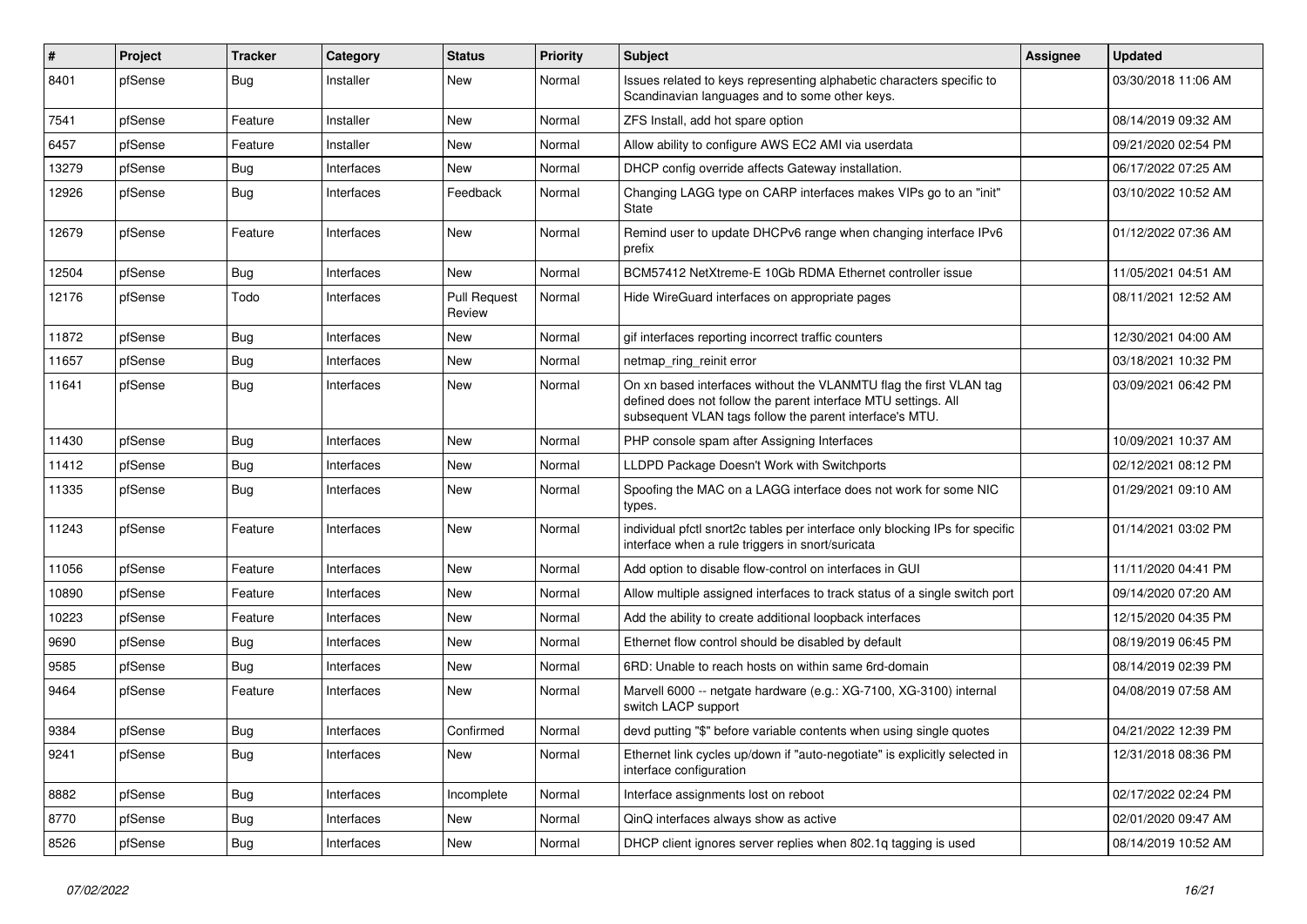| # | Project | Tracker | Category | Status | Priority | Subject | Assignee | Updated |
|---|---|---|---|---|---|---|---|---|
| 8401 | pfSense | Bug | Installer | New | Normal | Issues related to keys representing alphabetic characters specific to Scandinavian languages and to some other keys. | | 03/30/2018 11:06 AM |
| 7541 | pfSense | Feature | Installer | New | Normal | ZFS Install, add hot spare option | | 08/14/2019 09:32 AM |
| 6457 | pfSense | Feature | Installer | New | Normal | Allow ability to configure AWS EC2 AMI via userdata | | 09/21/2020 02:54 PM |
| 13279 | pfSense | Bug | Interfaces | New | Normal | DHCP config override affects Gateway installation. | | 06/17/2022 07:25 AM |
| 12926 | pfSense | Bug | Interfaces | Feedback | Normal | Changing LAGG type on CARP interfaces makes VIPs go to an "init" State | | 03/10/2022 10:52 AM |
| 12679 | pfSense | Feature | Interfaces | New | Normal | Remind user to update DHCPv6 range when changing interface IPv6 prefix | | 01/12/2022 07:36 AM |
| 12504 | pfSense | Bug | Interfaces | New | Normal | BCM57412 NetXtreme-E 10Gb RDMA Ethernet controller issue | | 11/05/2021 04:51 AM |
| 12176 | pfSense | Todo | Interfaces | Pull Request Review | Normal | Hide WireGuard interfaces on appropriate pages | | 08/11/2021 12:52 AM |
| 11872 | pfSense | Bug | Interfaces | New | Normal | gif interfaces reporting incorrect traffic counters | | 12/30/2021 04:00 AM |
| 11657 | pfSense | Bug | Interfaces | New | Normal | netmap_ring_reinit error | | 03/18/2021 10:32 PM |
| 11641 | pfSense | Bug | Interfaces | New | Normal | On xn based interfaces without the VLANMTU flag the first VLAN tag defined does not follow the parent interface MTU settings. All subsequent VLAN tags follow the parent interface's MTU. | | 03/09/2021 06:42 PM |
| 11430 | pfSense | Bug | Interfaces | New | Normal | PHP console spam after Assigning Interfaces | | 10/09/2021 10:37 AM |
| 11412 | pfSense | Bug | Interfaces | New | Normal | LLDPD Package Doesn't Work with Switchports | | 02/12/2021 08:12 PM |
| 11335 | pfSense | Bug | Interfaces | New | Normal | Spoofing the MAC on a LAGG interface does not work for some NIC types. | | 01/29/2021 09:10 AM |
| 11243 | pfSense | Feature | Interfaces | New | Normal | individual pfctl snort2c tables per interface only blocking IPs for specific interface when a rule triggers in snort/suricata | | 01/14/2021 03:02 PM |
| 11056 | pfSense | Feature | Interfaces | New | Normal | Add option to disable flow-control on interfaces in GUI | | 11/11/2020 04:41 PM |
| 10890 | pfSense | Feature | Interfaces | New | Normal | Allow multiple assigned interfaces to track status of a single switch port | | 09/14/2020 07:20 AM |
| 10223 | pfSense | Feature | Interfaces | New | Normal | Add the ability to create additional loopback interfaces | | 12/15/2020 04:35 PM |
| 9690 | pfSense | Bug | Interfaces | New | Normal | Ethernet flow control should be disabled by default | | 08/19/2019 06:45 PM |
| 9585 | pfSense | Bug | Interfaces | New | Normal | 6RD: Unable to reach hosts on within same 6rd-domain | | 08/14/2019 02:39 PM |
| 9464 | pfSense | Feature | Interfaces | New | Normal | Marvell 6000 -- netgate hardware (e.g.: XG-7100, XG-3100) internal switch LACP support | | 04/08/2019 07:58 AM |
| 9384 | pfSense | Bug | Interfaces | Confirmed | Normal | devd putting "$" before variable contents when using single quotes | | 04/21/2022 12:39 PM |
| 9241 | pfSense | Bug | Interfaces | New | Normal | Ethernet link cycles up/down if "auto-negotiate" is explicitly selected in interface configuration | | 12/31/2018 08:36 PM |
| 8882 | pfSense | Bug | Interfaces | Incomplete | Normal | Interface assignments lost on reboot | | 02/17/2022 02:24 PM |
| 8770 | pfSense | Bug | Interfaces | New | Normal | QinQ interfaces always show as active | | 02/01/2020 09:47 AM |
| 8526 | pfSense | Bug | Interfaces | New | Normal | DHCP client ignores server replies when 802.1q tagging is used | | 08/14/2019 10:52 AM |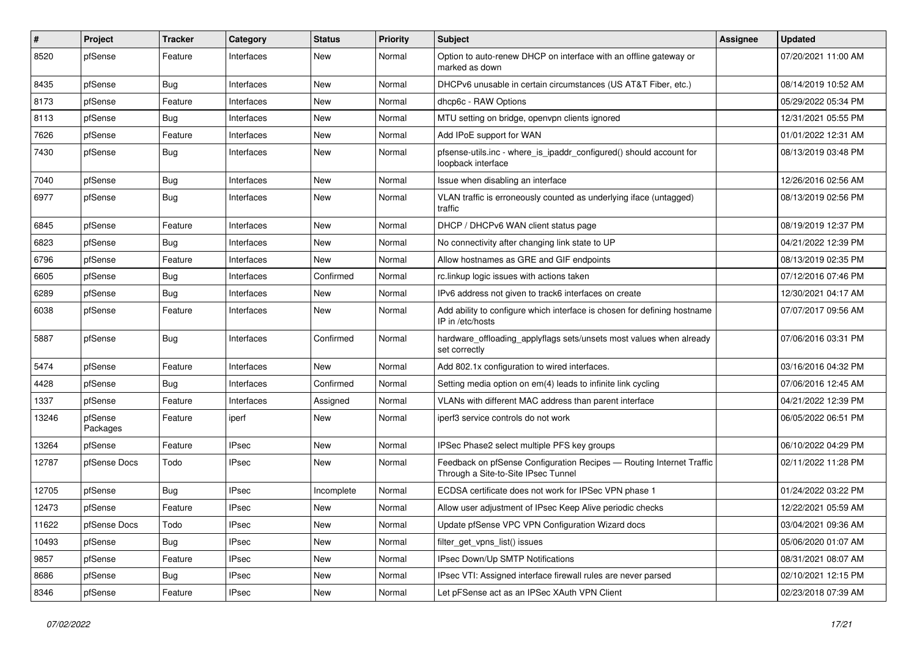| # | Project | Tracker | Category | Status | Priority | Subject | Assignee | Updated |
|---|---|---|---|---|---|---|---|---|
| 8520 | pfSense | Feature | Interfaces | New | Normal | Option to auto-renew DHCP on interface with an offline gateway or marked as down | | 07/20/2021 11:00 AM |
| 8435 | pfSense | Bug | Interfaces | New | Normal | DHCPv6 unusable in certain circumstances (US AT&T Fiber, etc.) | | 08/14/2019 10:52 AM |
| 8173 | pfSense | Feature | Interfaces | New | Normal | dhcp6c - RAW Options | | 05/29/2022 05:34 PM |
| 8113 | pfSense | Bug | Interfaces | New | Normal | MTU setting on bridge, openvpn clients ignored | | 12/31/2021 05:55 PM |
| 7626 | pfSense | Feature | Interfaces | New | Normal | Add IPoE support for WAN | | 01/01/2022 12:31 AM |
| 7430 | pfSense | Bug | Interfaces | New | Normal | pfsense-utils.inc - where_is_ipaddr_configured() should account for loopback interface | | 08/13/2019 03:48 PM |
| 7040 | pfSense | Bug | Interfaces | New | Normal | Issue when disabling an interface | | 12/26/2016 02:56 AM |
| 6977 | pfSense | Bug | Interfaces | New | Normal | VLAN traffic is erroneously counted as underlying iface (untagged) traffic | | 08/13/2019 02:56 PM |
| 6845 | pfSense | Feature | Interfaces | New | Normal | DHCP / DHCPv6 WAN client status page | | 08/19/2019 12:37 PM |
| 6823 | pfSense | Bug | Interfaces | New | Normal | No connectivity after changing link state to UP | | 04/21/2022 12:39 PM |
| 6796 | pfSense | Feature | Interfaces | New | Normal | Allow hostnames as GRE and GIF endpoints | | 08/13/2019 02:35 PM |
| 6605 | pfSense | Bug | Interfaces | Confirmed | Normal | rc.linkup logic issues with actions taken | | 07/12/2016 07:46 PM |
| 6289 | pfSense | Bug | Interfaces | New | Normal | IPv6 address not given to track6 interfaces on create | | 12/30/2021 04:17 AM |
| 6038 | pfSense | Feature | Interfaces | New | Normal | Add ability to configure which interface is chosen for defining hostname IP in /etc/hosts | | 07/07/2017 09:56 AM |
| 5887 | pfSense | Bug | Interfaces | Confirmed | Normal | hardware_offloading_applyflags sets/unsets most values when already set correctly | | 07/06/2016 03:31 PM |
| 5474 | pfSense | Feature | Interfaces | New | Normal | Add 802.1x configuration to wired interfaces. | | 03/16/2016 04:32 PM |
| 4428 | pfSense | Bug | Interfaces | Confirmed | Normal | Setting media option on em(4) leads to infinite link cycling | | 07/06/2016 12:45 AM |
| 1337 | pfSense | Feature | Interfaces | Assigned | Normal | VLANs with different MAC address than parent interface | | 04/21/2022 12:39 PM |
| 13246 | pfSense Packages | Feature | iperf | New | Normal | iperf3 service controls do not work | | 06/05/2022 06:51 PM |
| 13264 | pfSense | Feature | IPsec | New | Normal | IPSec Phase2 select multiple PFS key groups | | 06/10/2022 04:29 PM |
| 12787 | pfSense Docs | Todo | IPsec | New | Normal | Feedback on pfSense Configuration Recipes — Routing Internet Traffic Through a Site-to-Site IPsec Tunnel | | 02/11/2022 11:28 PM |
| 12705 | pfSense | Bug | IPsec | Incomplete | Normal | ECDSA certificate does not work for IPSec VPN phase 1 | | 01/24/2022 03:22 PM |
| 12473 | pfSense | Feature | IPsec | New | Normal | Allow user adjustment of IPsec Keep Alive periodic checks | | 12/22/2021 05:59 AM |
| 11622 | pfSense Docs | Todo | IPsec | New | Normal | Update pfSense VPC VPN Configuration Wizard docs | | 03/04/2021 09:36 AM |
| 10493 | pfSense | Bug | IPsec | New | Normal | filter_get_vpns_list() issues | | 05/06/2020 01:07 AM |
| 9857 | pfSense | Feature | IPsec | New | Normal | IPsec Down/Up SMTP Notifications | | 08/31/2021 08:07 AM |
| 8686 | pfSense | Bug | IPsec | New | Normal | IPsec VTI: Assigned interface firewall rules are never parsed | | 02/10/2021 12:15 PM |
| 8346 | pfSense | Feature | IPsec | New | Normal | Let pFSense act as an IPSec XAuth VPN Client | | 02/23/2018 07:39 AM |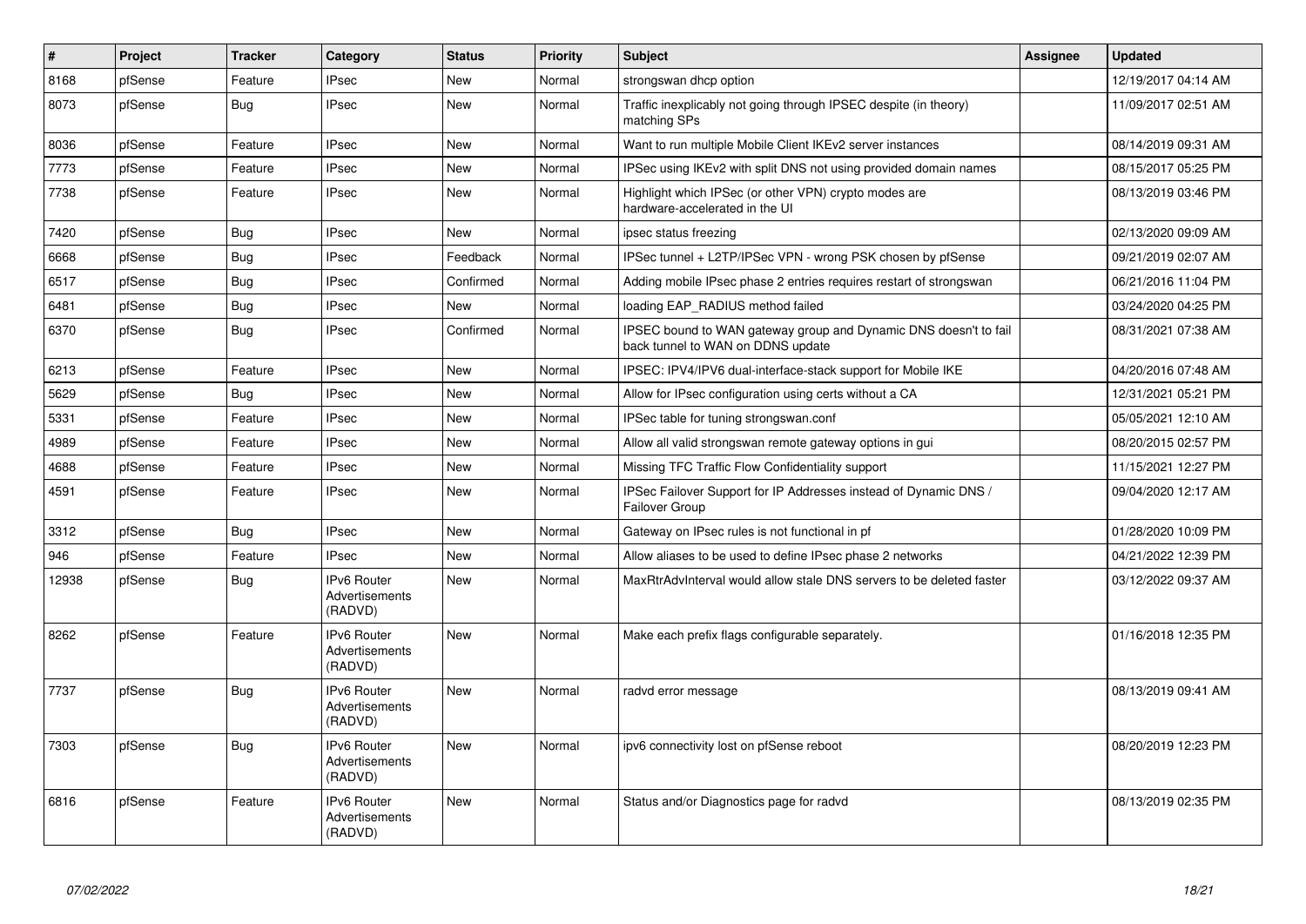| # | Project | Tracker | Category | Status | Priority | Subject | Assignee | Updated |
|---|---|---|---|---|---|---|---|---|
| 8168 | pfSense | Feature | IPsec | New | Normal | strongswan dhcp option | | 12/19/2017 04:14 AM |
| 8073 | pfSense | Bug | IPsec | New | Normal | Traffic inexplicably not going through IPSEC despite (in theory) matching SPs | | 11/09/2017 02:51 AM |
| 8036 | pfSense | Feature | IPsec | New | Normal | Want to run multiple Mobile Client IKEv2 server instances | | 08/14/2019 09:31 AM |
| 7773 | pfSense | Feature | IPsec | New | Normal | IPSec using IKEv2 with split DNS not using provided domain names | | 08/15/2017 05:25 PM |
| 7738 | pfSense | Feature | IPsec | New | Normal | Highlight which IPSec (or other VPN) crypto modes are hardware-accelerated in the UI | | 08/13/2019 03:46 PM |
| 7420 | pfSense | Bug | IPsec | New | Normal | ipsec status freezing | | 02/13/2020 09:09 AM |
| 6668 | pfSense | Bug | IPsec | Feedback | Normal | IPSec tunnel + L2TP/IPSec VPN - wrong PSK chosen by pfSense | | 09/21/2019 02:07 AM |
| 6517 | pfSense | Bug | IPsec | Confirmed | Normal | Adding mobile IPsec phase 2 entries requires restart of strongswan | | 06/21/2016 11:04 PM |
| 6481 | pfSense | Bug | IPsec | New | Normal | loading EAP_RADIUS method failed | | 03/24/2020 04:25 PM |
| 6370 | pfSense | Bug | IPsec | Confirmed | Normal | IPSEC bound to WAN gateway group and Dynamic DNS doesn't to fail back tunnel to WAN on DDNS update | | 08/31/2021 07:38 AM |
| 6213 | pfSense | Feature | IPsec | New | Normal | IPSEC: IPV4/IPV6 dual-interface-stack support for Mobile IKE | | 04/20/2016 07:48 AM |
| 5629 | pfSense | Bug | IPsec | New | Normal | Allow for IPsec configuration using certs without a CA | | 12/31/2021 05:21 PM |
| 5331 | pfSense | Feature | IPsec | New | Normal | IPSec table for tuning strongswan.conf | | 05/05/2021 12:10 AM |
| 4989 | pfSense | Feature | IPsec | New | Normal | Allow all valid strongswan remote gateway options in gui | | 08/20/2015 02:57 PM |
| 4688 | pfSense | Feature | IPsec | New | Normal | Missing TFC Traffic Flow Confidentiality support | | 11/15/2021 12:27 PM |
| 4591 | pfSense | Feature | IPsec | New | Normal | IPSec Failover Support for IP Addresses instead of Dynamic DNS / Failover Group | | 09/04/2020 12:17 AM |
| 3312 | pfSense | Bug | IPsec | New | Normal | Gateway on IPsec rules is not functional in pf | | 01/28/2020 10:09 PM |
| 946 | pfSense | Feature | IPsec | New | Normal | Allow aliases to be used to define IPsec phase 2 networks | | 04/21/2022 12:39 PM |
| 12938 | pfSense | Bug | IPv6 Router Advertisements (RADVD) | New | Normal | MaxRtrAdvInterval would allow stale DNS servers to be deleted faster | | 03/12/2022 09:37 AM |
| 8262 | pfSense | Feature | IPv6 Router Advertisements (RADVD) | New | Normal | Make each prefix flags configurable separately. | | 01/16/2018 12:35 PM |
| 7737 | pfSense | Bug | IPv6 Router Advertisements (RADVD) | New | Normal | radvd error message | | 08/13/2019 09:41 AM |
| 7303 | pfSense | Bug | IPv6 Router Advertisements (RADVD) | New | Normal | ipv6 connectivity lost on pfSense reboot | | 08/20/2019 12:23 PM |
| 6816 | pfSense | Feature | IPv6 Router Advertisements (RADVD) | New | Normal | Status and/or Diagnostics page for radvd | | 08/13/2019 02:35 PM |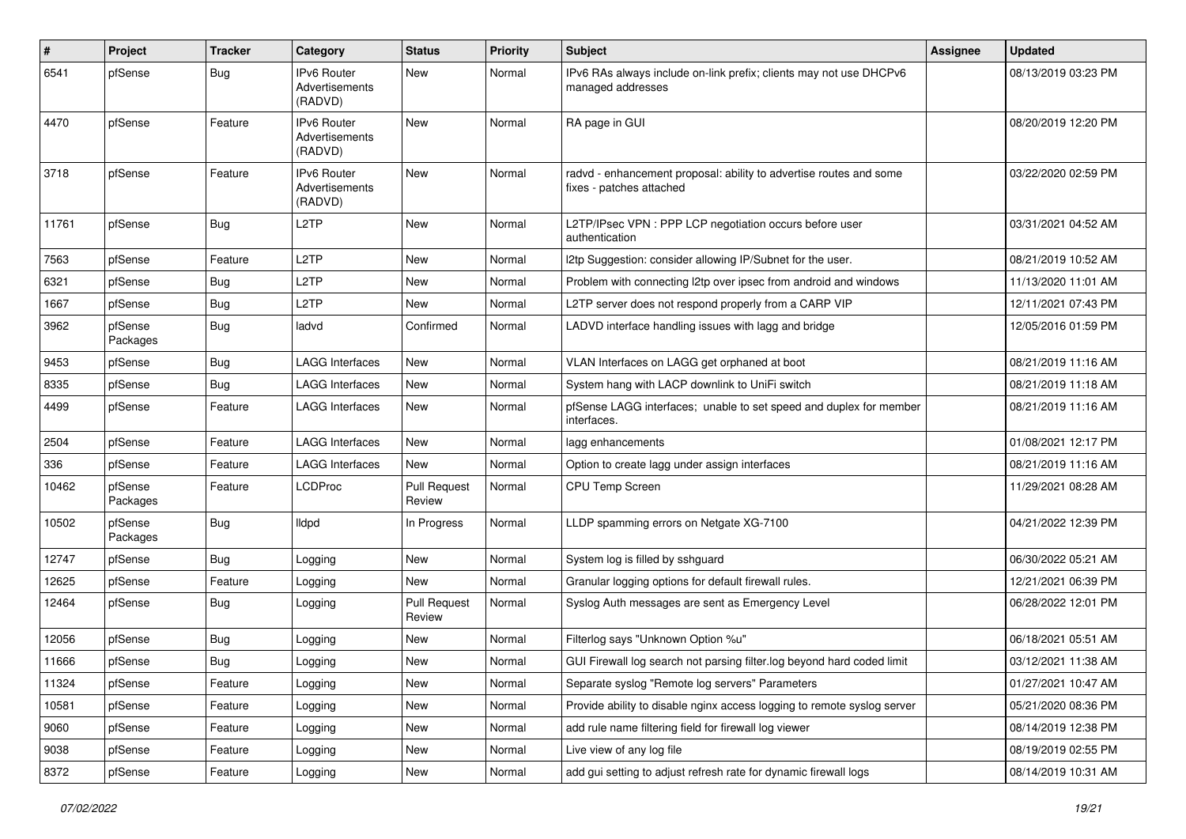| # | Project | Tracker | Category | Status | Priority | Subject | Assignee | Updated |
|---|---|---|---|---|---|---|---|---|
| 6541 | pfSense | Bug | IPv6 Router Advertisements (RADVD) | New | Normal | IPv6 RAs always include on-link prefix; clients may not use DHCPv6 managed addresses | | 08/13/2019 03:23 PM |
| 4470 | pfSense | Feature | IPv6 Router Advertisements (RADVD) | New | Normal | RA page in GUI | | 08/20/2019 12:20 PM |
| 3718 | pfSense | Feature | IPv6 Router Advertisements (RADVD) | New | Normal | radvd - enhancement proposal: ability to advertise routes and some fixes - patches attached | | 03/22/2020 02:59 PM |
| 11761 | pfSense | Bug | L2TP | New | Normal | L2TP/IPsec VPN : PPP LCP negotiation occurs before user authentication | | 03/31/2021 04:52 AM |
| 7563 | pfSense | Feature | L2TP | New | Normal | l2tp Suggestion: consider allowing IP/Subnet for the user. | | 08/21/2019 10:52 AM |
| 6321 | pfSense | Bug | L2TP | New | Normal | Problem with connecting l2tp over ipsec from android and windows | | 11/13/2020 11:01 AM |
| 1667 | pfSense | Bug | L2TP | New | Normal | L2TP server does not respond properly from a CARP VIP | | 12/11/2021 07:43 PM |
| 3962 | pfSense Packages | Bug | ladvd | Confirmed | Normal | LADVD interface handling issues with lagg and bridge | | 12/05/2016 01:59 PM |
| 9453 | pfSense | Bug | LAGG Interfaces | New | Normal | VLAN Interfaces on LAGG get orphaned at boot | | 08/21/2019 11:16 AM |
| 8335 | pfSense | Bug | LAGG Interfaces | New | Normal | System hang with LACP downlink to UniFi switch | | 08/21/2019 11:18 AM |
| 4499 | pfSense | Feature | LAGG Interfaces | New | Normal | pfSense LAGG interfaces; unable to set speed and duplex for member interfaces. | | 08/21/2019 11:16 AM |
| 2504 | pfSense | Feature | LAGG Interfaces | New | Normal | lagg enhancements | | 01/08/2021 12:17 PM |
| 336 | pfSense | Feature | LAGG Interfaces | New | Normal | Option to create lagg under assign interfaces | | 08/21/2019 11:16 AM |
| 10462 | pfSense Packages | Feature | LCDProc | Pull Request Review | Normal | CPU Temp Screen | | 11/29/2021 08:28 AM |
| 10502 | pfSense Packages | Bug | lldpd | In Progress | Normal | LLDP spamming errors on Netgate XG-7100 | | 04/21/2022 12:39 PM |
| 12747 | pfSense | Bug | Logging | New | Normal | System log is filled by sshguard | | 06/30/2022 05:21 AM |
| 12625 | pfSense | Feature | Logging | New | Normal | Granular logging options for default firewall rules. | | 12/21/2021 06:39 PM |
| 12464 | pfSense | Bug | Logging | Pull Request Review | Normal | Syslog Auth messages are sent as Emergency Level | | 06/28/2022 12:01 PM |
| 12056 | pfSense | Bug | Logging | New | Normal | Filterlog says "Unknown Option %u" | | 06/18/2021 05:51 AM |
| 11666 | pfSense | Bug | Logging | New | Normal | GUI Firewall log search not parsing filter.log beyond hard coded limit | | 03/12/2021 11:38 AM |
| 11324 | pfSense | Feature | Logging | New | Normal | Separate syslog "Remote log servers" Parameters | | 01/27/2021 10:47 AM |
| 10581 | pfSense | Feature | Logging | New | Normal | Provide ability to disable nginx access logging to remote syslog server | | 05/21/2020 08:36 PM |
| 9060 | pfSense | Feature | Logging | New | Normal | add rule name filtering field for firewall log viewer | | 08/14/2019 12:38 PM |
| 9038 | pfSense | Feature | Logging | New | Normal | Live view of any log file | | 08/19/2019 02:55 PM |
| 8372 | pfSense | Feature | Logging | New | Normal | add gui setting to adjust refresh rate for dynamic firewall logs | | 08/14/2019 10:31 AM |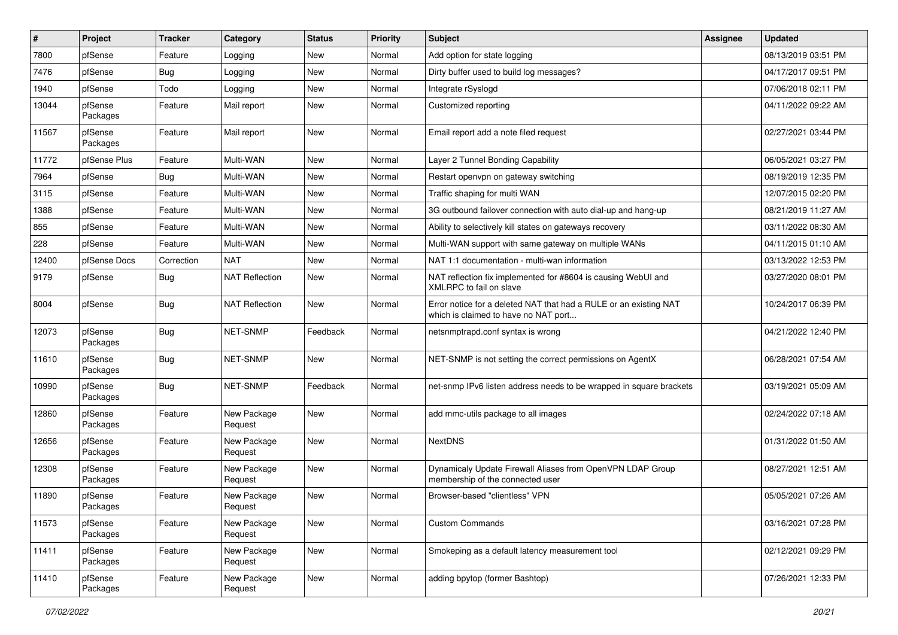| # | Project | Tracker | Category | Status | Priority | Subject | Assignee | Updated |
|---|---|---|---|---|---|---|---|---|
| 7800 | pfSense | Feature | Logging | New | Normal | Add option for state logging | | 08/13/2019 03:51 PM |
| 7476 | pfSense | Bug | Logging | New | Normal | Dirty buffer used to build log messages? | | 04/17/2017 09:51 PM |
| 1940 | pfSense | Todo | Logging | New | Normal | Integrate rSyslogd | | 07/06/2018 02:11 PM |
| 13044 | pfSense Packages | Feature | Mail report | New | Normal | Customized reporting | | 04/11/2022 09:22 AM |
| 11567 | pfSense Packages | Feature | Mail report | New | Normal | Email report add a note filed request | | 02/27/2021 03:44 PM |
| 11772 | pfSense Plus | Feature | Multi-WAN | New | Normal | Layer 2 Tunnel Bonding Capability | | 06/05/2021 03:27 PM |
| 7964 | pfSense | Bug | Multi-WAN | New | Normal | Restart openvpn on gateway switching | | 08/19/2019 12:35 PM |
| 3115 | pfSense | Feature | Multi-WAN | New | Normal | Traffic shaping for multi WAN | | 12/07/2015 02:20 PM |
| 1388 | pfSense | Feature | Multi-WAN | New | Normal | 3G outbound failover connection with auto dial-up and hang-up | | 08/21/2019 11:27 AM |
| 855 | pfSense | Feature | Multi-WAN | New | Normal | Ability to selectively kill states on gateways recovery | | 03/11/2022 08:30 AM |
| 228 | pfSense | Feature | Multi-WAN | New | Normal | Multi-WAN support with same gateway on multiple WANs | | 04/11/2015 01:10 AM |
| 12400 | pfSense Docs | Correction | NAT | New | Normal | NAT 1:1 documentation - multi-wan information | | 03/13/2022 12:53 PM |
| 9179 | pfSense | Bug | NAT Reflection | New | Normal | NAT reflection fix implemented for #8604 is causing WebUI and XMLRPC to fail on slave | | 03/27/2020 08:01 PM |
| 8004 | pfSense | Bug | NAT Reflection | New | Normal | Error notice for a deleted NAT that had a RULE or an existing NAT which is claimed to have no NAT port... | | 10/24/2017 06:39 PM |
| 12073 | pfSense Packages | Bug | NET-SNMP | Feedback | Normal | netsnmptrapd.conf syntax is wrong | | 04/21/2022 12:40 PM |
| 11610 | pfSense Packages | Bug | NET-SNMP | New | Normal | NET-SNMP is not setting the correct permissions on AgentX | | 06/28/2021 07:54 AM |
| 10990 | pfSense Packages | Bug | NET-SNMP | Feedback | Normal | net-snmp IPv6 listen address needs to be wrapped in square brackets | | 03/19/2021 05:09 AM |
| 12860 | pfSense Packages | Feature | New Package Request | New | Normal | add mmc-utils package to all images | | 02/24/2022 07:18 AM |
| 12656 | pfSense Packages | Feature | New Package Request | New | Normal | NextDNS | | 01/31/2022 01:50 AM |
| 12308 | pfSense Packages | Feature | New Package Request | New | Normal | Dynamicaly Update Firewall Aliases from OpenVPN LDAP Group membership of the connected user | | 08/27/2021 12:51 AM |
| 11890 | pfSense Packages | Feature | New Package Request | New | Normal | Browser-based "clientless" VPN | | 05/05/2021 07:26 AM |
| 11573 | pfSense Packages | Feature | New Package Request | New | Normal | Custom Commands | | 03/16/2021 07:28 PM |
| 11411 | pfSense Packages | Feature | New Package Request | New | Normal | Smokeping as a default latency measurement tool | | 02/12/2021 09:29 PM |
| 11410 | pfSense Packages | Feature | New Package Request | New | Normal | adding bpytop (former Bashtop) | | 07/26/2021 12:33 PM |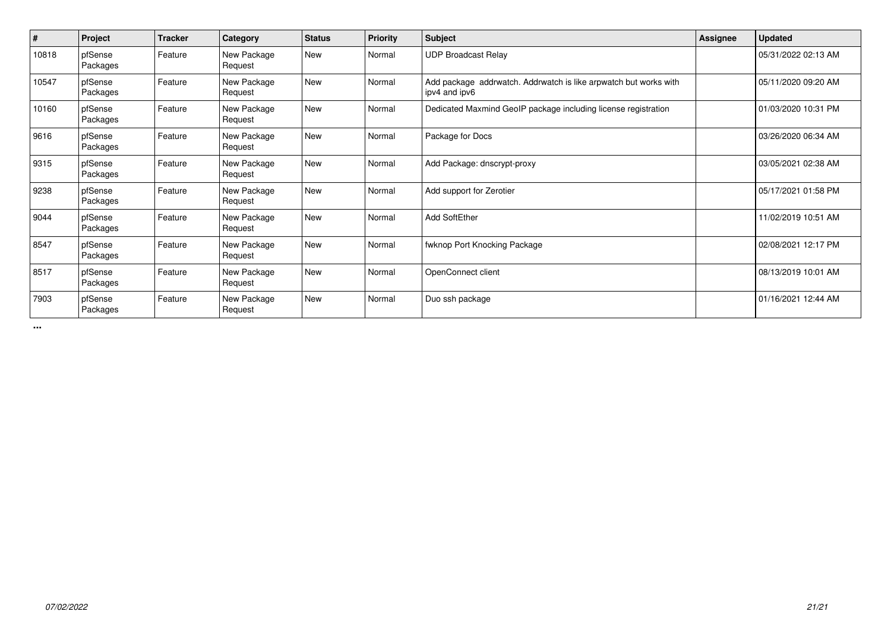| # | Project | Tracker | Category | Status | Priority | Subject | Assignee | Updated |
|---|---|---|---|---|---|---|---|---|
| 10818 | pfSense Packages | Feature | New Package Request | New | Normal | UDP Broadcast Relay | | 05/31/2022 02:13 AM |
| 10547 | pfSense Packages | Feature | New Package Request | New | Normal | Add package addrwatch. Addrwatch is like arpwatch but works with ipv4 and ipv6 | | 05/11/2020 09:20 AM |
| 10160 | pfSense Packages | Feature | New Package Request | New | Normal | Dedicated Maxmind GeoIP package including license registration | | 01/03/2020 10:31 PM |
| 9616 | pfSense Packages | Feature | New Package Request | New | Normal | Package for Docs | | 03/26/2020 06:34 AM |
| 9315 | pfSense Packages | Feature | New Package Request | New | Normal | Add Package: dnscrypt-proxy | | 03/05/2021 02:38 AM |
| 9238 | pfSense Packages | Feature | New Package Request | New | Normal | Add support for Zerotier | | 05/17/2021 01:58 PM |
| 9044 | pfSense Packages | Feature | New Package Request | New | Normal | Add SoftEther | | 11/02/2019 10:51 AM |
| 8547 | pfSense Packages | Feature | New Package Request | New | Normal | fwknop Port Knocking Package | | 02/08/2021 12:17 PM |
| 8517 | pfSense Packages | Feature | New Package Request | New | Normal | OpenConnect client | | 08/13/2019 10:01 AM |
| 7903 | pfSense Packages | Feature | New Package Request | New | Normal | Duo ssh package | | 01/16/2021 12:44 AM |

...